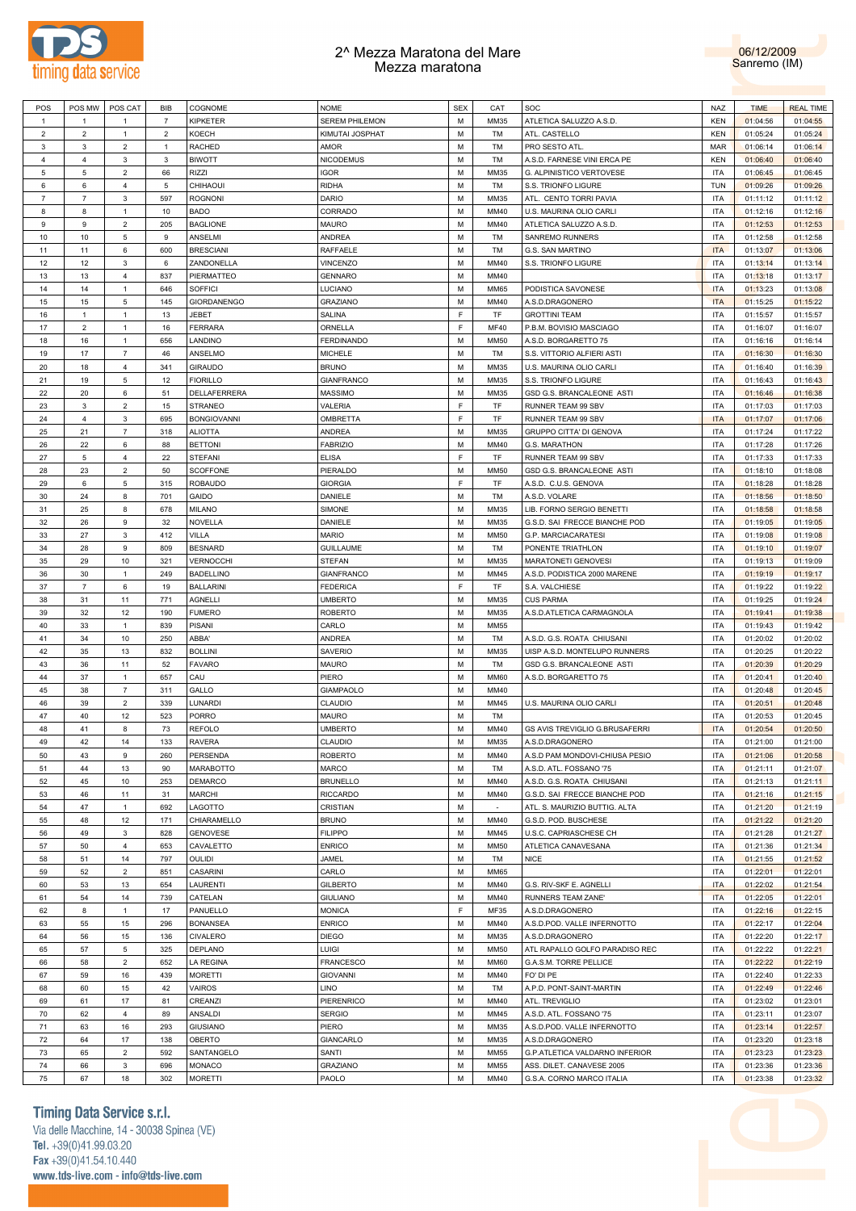# 2^ Mezza Maratona del Mare
## Mezza maratona

06/12/2009
Sanremo (IM)

| POS | POS MW | POS CAT | BIB | COGNOME | NOME | SEX | CAT | SOC | NAZ | TIME | REAL TIME |
|---|---|---|---|---|---|---|---|---|---|---|---|
| 1 | 1 | 1 | 7 | KIPKETER | SEREM PHILEMON | M | MM35 | ATLETICA SALUZZO A.S.D. | KEN | 01:04:56 | 01:04:55 |
| 2 | 2 | 1 | 2 | KOECH | KIMUTAI JOSPHAT | M | TM | ATL. CASTELLO | KEN | 01:05:24 | 01:05:24 |
| 3 | 3 | 2 | 1 | RACHED | AMOR | M | TM | PRO SESTO ATL. | MAR | 01:06:14 | 01:06:14 |
| 4 | 4 | 3 | 3 | BIWOTT | NICODEMUS | M | TM | A.S.D. FARNESE VINI ERCA PE | KEN | 01:06:40 | 01:06:40 |
| 5 | 5 | 2 | 66 | RIZZI | IGOR | M | MM35 | G. ALPINISTICO VERTOVESE | ITA | 01:06:45 | 01:06:45 |
| 6 | 6 | 4 | 5 | CHIHAOUI | RIDHA | M | TM | S.S. TRIONFO LIGURE | TUN | 01:09:26 | 01:09:26 |
| 7 | 7 | 3 | 597 | ROGNONI | DARIO | M | MM35 | ATL. CENTO TORRI PAVIA | ITA | 01:11:12 | 01:11:12 |
| 8 | 8 | 1 | 10 | BADO | CORRADO | M | MM40 | U.S. MAURINA OLIO CARLI | ITA | 01:12:16 | 01:12:16 |
| 9 | 9 | 2 | 205 | BAGLIONE | MAURO | M | MM40 | ATLETICA SALUZZO A.S.D. | ITA | 01:12:53 | 01:12:53 |
| 10 | 10 | 5 | 9 | ANSELMI | ANDREA | M | TM | SANREMO RUNNERS | ITA | 01:12:58 | 01:12:58 |
| 11 | 11 | 6 | 600 | BRESCIANI | RAFFAELE | M | TM | G.S. SAN MARTINO | ITA | 01:13:07 | 01:13:06 |
| 12 | 12 | 3 | 6 | ZANDONELLA | VINCENZO | M | MM40 | S.S. TRIONFO LIGURE | ITA | 01:13:14 | 01:13:14 |
| 13 | 13 | 4 | 837 | PIERMATTEO | GENNARO | M | MM40 |  | ITA | 01:13:18 | 01:13:17 |
| 14 | 14 | 1 | 646 | SOFFICI | LUCIANO | M | MM65 | PODISTICA SAVONESE | ITA | 01:13:23 | 01:13:08 |
| 15 | 15 | 5 | 145 | GIORDANENGO | GRAZIANO | M | MM40 | A.S.D.DRAGONERO | ITA | 01:15:25 | 01:15:22 |
| 16 | 1 | 1 | 13 | JEBET | SALINA | F | TF | GROTTINI TEAM | ITA | 01:15:57 | 01:15:57 |
| 17 | 2 | 1 | 16 | FERRARA | ORNELLA | F | MF40 | P.B.M. BOVISIO MASCIAGO | ITA | 01:16:07 | 01:16:07 |
| 18 | 16 | 1 | 656 | LANDINO | FERDINANDO | M | MM50 | A.S.D. BORGARETTO 75 | ITA | 01:16:16 | 01:16:14 |
| 19 | 17 | 7 | 46 | ANSELMO | MICHELE | M | TM | S.S. VITTORIO ALFIERI ASTI | ITA | 01:16:30 | 01:16:30 |
| 20 | 18 | 4 | 341 | GIRAUDO | BRUNO | M | MM35 | U.S. MAURINA OLIO CARLI | ITA | 01:16:40 | 01:16:39 |
| 21 | 19 | 5 | 12 | FIORILLO | GIANFRANCO | M | MM35 | S.S. TRIONFO LIGURE | ITA | 01:16:43 | 01:16:43 |
| 22 | 20 | 6 | 51 | DELLAFERRERA | MASSIMO | M | MM35 | GSD G.S. BRANCALEONE ASTI | ITA | 01:16:46 | 01:16:38 |
| 23 | 3 | 2 | 15 | STRANEO | VALERIA | F | TF | RUNNER TEAM 99 SBV | ITA | 01:17:03 | 01:17:03 |
| 24 | 4 | 3 | 695 | BONGIOVANNI | OMBRETTA | F | TF | RUNNER TEAM 99 SBV | ITA | 01:17:07 | 01:17:06 |
| 25 | 21 | 7 | 318 | ALIOTTA | ANDREA | M | MM35 | GRUPPO CITTA' DI GENOVA | ITA | 01:17:24 | 01:17:22 |
| 26 | 22 | 6 | 88 | BETTONI | FABRIZIO | M | MM40 | G.S. MARATHON | ITA | 01:17:28 | 01:17:26 |
| 27 | 5 | 4 | 22 | STEFANI | ELISA | F | TF | RUNNER TEAM 99 SBV | ITA | 01:17:33 | 01:17:33 |
| 28 | 23 | 2 | 50 | SCOFFONE | PIERALDO | M | MM50 | GSD G.S. BRANCALEONE ASTI | ITA | 01:18:10 | 01:18:08 |
| 29 | 6 | 5 | 315 | ROBAUDO | GIORGIA | F | TF | A.S.D. C.U.S. GENOVA | ITA | 01:18:28 | 01:18:28 |
| 30 | 24 | 8 | 701 | GAIDO | DANIELE | M | TM | A.S.D. VOLARE | ITA | 01:18:56 | 01:18:50 |
| 31 | 25 | 8 | 678 | MILANO | SIMONE | M | MM35 | LIB. FORNO SERGIO BENETTI | ITA | 01:18:58 | 01:18:58 |
| 32 | 26 | 9 | 32 | NOVELLA | DANIELE | M | MM35 | G.S.D. SAI FRECCE BIANCHE POD | ITA | 01:19:05 | 01:19:05 |
| 33 | 27 | 3 | 412 | VILLA | MARIO | M | MM50 | G.P. MARCIACARATESI | ITA | 01:19:08 | 01:19:08 |
| 34 | 28 | 9 | 809 | BESNARD | GUILLAUME | M | TM | PONENTE TRIATHLON | ITA | 01:19:10 | 01:19:07 |
| 35 | 29 | 10 | 321 | VERNOCCHI | STEFAN | M | MM35 | MARATONETI GENOVESI | ITA | 01:19:13 | 01:19:09 |
| 36 | 30 | 1 | 249 | BADELLINO | GIANFRANCO | M | MM45 | A.S.D. PODISTICA 2000 MARENE | ITA | 01:19:19 | 01:19:17 |
| 37 | 7 | 6 | 19 | BALLARINI | FEDERICA | F | TF | S.A. VALCHIESE | ITA | 01:19:22 | 01:19:22 |
| 38 | 31 | 11 | 771 | AGNELLI | UMBERTO | M | MM35 | CUS PARMA | ITA | 01:19:25 | 01:19:24 |
| 39 | 32 | 12 | 190 | FUMERO | ROBERTO | M | MM35 | A.S.D.ATLETICA CARMAGNOLA | ITA | 01:19:41 | 01:19:38 |
| 40 | 33 | 1 | 839 | PISANI | CARLO | M | MM55 |  | ITA | 01:19:43 | 01:19:42 |
| 41 | 34 | 10 | 250 | ABBA' | ANDREA | M | TM | A.S.D. G.S. ROATA CHIUSANI | ITA | 01:20:02 | 01:20:02 |
| 42 | 35 | 13 | 832 | BOLLINI | SAVERIO | M | MM35 | UISP A.S.D. MONTELUPO RUNNERS | ITA | 01:20:25 | 01:20:22 |
| 43 | 36 | 11 | 52 | FAVARO | MAURO | M | TM | GSD G.S. BRANCALEONE ASTI | ITA | 01:20:39 | 01:20:29 |
| 44 | 37 | 1 | 657 | CAU | PIERO | M | MM60 | A.S.D. BORGARETTO 75 | ITA | 01:20:41 | 01:20:40 |
| 45 | 38 | 7 | 311 | GALLO | GIAMPAOLO | M | MM40 |  | ITA | 01:20:48 | 01:20:45 |
| 46 | 39 | 2 | 339 | LUNARDI | CLAUDIO | M | MM45 | U.S. MAURINA OLIO CARLI | ITA | 01:20:51 | 01:20:48 |
| 47 | 40 | 12 | 523 | PORRO | MAURO | M | TM |  | ITA | 01:20:53 | 01:20:45 |
| 48 | 41 | 8 | 73 | REFOLO | UMBERTO | M | MM40 | GS AVIS TREVIGLIO G.BRUSAFERRI | ITA | 01:20:54 | 01:20:50 |
| 49 | 42 | 14 | 133 | RAVERA | CLAUDIO | M | MM35 | A.S.D.DRAGONERO | ITA | 01:21:00 | 01:21:00 |
| 50 | 43 | 9 | 260 | PERSENDA | ROBERTO | M | MM40 | A.S.D PAM MONDOVI-CHIUSA PESIO | ITA | 01:21:06 | 01:20:58 |
| 51 | 44 | 13 | 90 | MARABOTTO | MARCO | M | TM | A.S.D. ATL. FOSSANO '75 | ITA | 01:21:11 | 01:21:07 |
| 52 | 45 | 10 | 253 | DEMARCO | BRUNELLO | M | MM40 | A.S.D. G.S. ROATA CHIUSANI | ITA | 01:21:13 | 01:21:11 |
| 53 | 46 | 11 | 31 | MARCHI | RICCARDO | M | MM40 | G.S.D. SAI FRECCE BIANCHE POD | ITA | 01:21:16 | 01:21:15 |
| 54 | 47 | 1 | 692 | LAGOTTO | CRISTIAN | M | - | ATL. S. MAURIZIO BUTTIG. ALTA | ITA | 01:21:20 | 01:21:19 |
| 55 | 48 | 12 | 171 | CHIARAMELLO | BRUNO | M | MM40 | G.S.D. POD. BUSCHESE | ITA | 01:21:22 | 01:21:20 |
| 56 | 49 | 3 | 828 | GENOVESE | FILIPPO | M | MM45 | U.S.C. CAPRIASCHESE CH | ITA | 01:21:28 | 01:21:27 |
| 57 | 50 | 4 | 653 | CAVALETTO | ENRICO | M | MM50 | ATLETICA CANAVESANA | ITA | 01:21:36 | 01:21:34 |
| 58 | 51 | 14 | 797 | OULIDI | JAMEL | M | TM | NICE | ITA | 01:21:55 | 01:21:52 |
| 59 | 52 | 2 | 851 | CASARINI | CARLO | M | MM65 |  | ITA | 01:22:01 | 01:22:01 |
| 60 | 53 | 13 | 654 | LAURENTI | GILBERTO | M | MM40 | G.S. RIV-SKF E. AGNELLI | ITA | 01:22:02 | 01:21:54 |
| 61 | 54 | 14 | 739 | CATELAN | GIULIANO | M | MM40 | RUNNERS TEAM ZANE' | ITA | 01:22:05 | 01:22:01 |
| 62 | 8 | 1 | 17 | PANUELLO | MONICA | F | MF35 | A.S.D.DRAGONERO | ITA | 01:22:16 | 01:22:15 |
| 63 | 55 | 15 | 296 | BONANSEA | ENRICO | M | MM40 | A.S.D.POD. VALLE INFERNOTTO | ITA | 01:22:17 | 01:22:04 |
| 64 | 56 | 15 | 136 | CIVALERO | DIEGO | M | MM35 | A.S.D.DRAGONERO | ITA | 01:22:20 | 01:22:17 |
| 65 | 57 | 5 | 325 | DEPLANO | LUIGI | M | MM50 | ATL RAPALLO GOLFO PARADISO REC | ITA | 01:22:22 | 01:22:21 |
| 66 | 58 | 2 | 652 | LA REGINA | FRANCESCO | M | MM60 | G.A.S.M. TORRE PELLICE | ITA | 01:22:22 | 01:22:19 |
| 67 | 59 | 16 | 439 | MORETTI | GIOVANNI | M | MM40 | FO' DI PE | ITA | 01:22:40 | 01:22:33 |
| 68 | 60 | 15 | 42 | VAIROS | LINO | M | TM | A.P.D. PONT-SAINT-MARTIN | ITA | 01:22:49 | 01:22:46 |
| 69 | 61 | 17 | 81 | CREANZI | PIERENRICO | M | MM40 | ATL. TREVIGLIO | ITA | 01:23:02 | 01:23:01 |
| 70 | 62 | 4 | 89 | ANSALDI | SERGIO | M | MM45 | A.S.D. ATL. FOSSANO '75 | ITA | 01:23:11 | 01:23:07 |
| 71 | 63 | 16 | 293 | GIUSIANO | PIERO | M | MM35 | A.S.D.POD. VALLE INFERNOTTO | ITA | 01:23:14 | 01:22:57 |
| 72 | 64 | 17 | 138 | OBERTO | GIANCARLO | M | MM35 | A.S.D.DRAGONERO | ITA | 01:23:20 | 01:23:18 |
| 73 | 65 | 2 | 592 | SANTANGELO | SANTI | M | MM55 | G.P.ATLETICA VALDARNO INFERIOR | ITA | 01:23:23 | 01:23:23 |
| 74 | 66 | 3 | 696 | MONACO | GRAZIANO | M | MM55 | ASS. DILET. CANAVESE 2005 | ITA | 01:23:36 | 01:23:36 |
| 75 | 67 | 18 | 302 | MORETTI | PAOLO | M | MM40 | G.S.A. CORNO MARCO ITALIA | ITA | 01:23:38 | 01:23:32 |

**Timing Data Service s.r.l.**
Via delle Macchine, 14 - 30038 Spinea (VE)
Tel. +39(0)41.99.03.20
Fax +39(0)41.54.10.440
www.tds-live.com - info@tds-live.com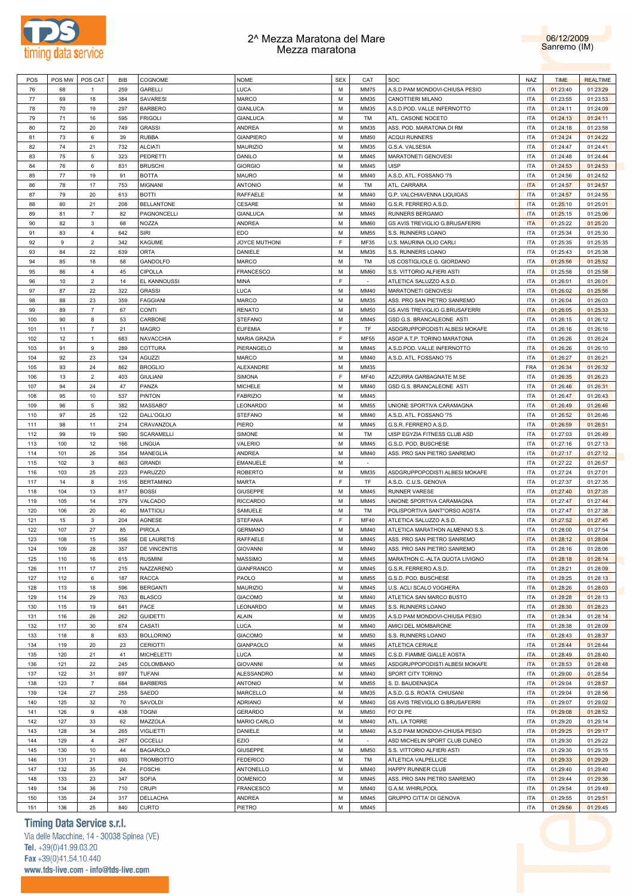# 2^ Mezza Maratona del Mare
## Mezza maratona

06/12/2009
Sanremo (IM)

| POS | POS MW | POS CAT | BIB | COGNOME | NOME | SEX | CAT | SOC | NAZ | TIME | REALTIME |
|---|---|---|---|---|---|---|---|---|---|---|---|
| 76 | 68 | 1 | 259 | GARELLI | LUCA | M | MM75 | A.S.D PAM MONDOVI-CHIUSA PESIO | ITA | 01:23:40 | 01:23:29 |
| 77 | 69 | 18 | 384 | SAVARESI | MARCO | M | MM35 | CANOTTIERI MILANO | ITA | 01:23:55 | 01:23:53 |
| 78 | 70 | 19 | 297 | BARBERO | GIANLUCA | M | MM35 | A.S.D.POD. VALLE INFERNOTTO | ITA | 01:24:11 | 01:24:09 |
| 79 | 71 | 16 | 595 | FRIGOLI | GIANLUCA | M | TM | ATL. CASONE NOCETO | ITA | 01:24:13 | 01:24:11 |
| 80 | 72 | 20 | 749 | GRASSI | ANDREA | M | MM35 | ASS. POD. MARATONA DI RM | ITA | 01:24:18 | 01:23:58 |
| 81 | 73 | 6 | 39 | RUBBA | GIANPIERO | M | MM50 | ACQUI RUNNERS | ITA | 01:24:24 | 01:24:22 |
| 82 | 74 | 21 | 732 | ALCIATI | MAURIZIO | M | MM35 | G.S.A. VALSESIA | ITA | 01:24:47 | 01:24:41 |
| 83 | 75 | 5 | 323 | PEDRETTI | DANILO | M | MM45 | MARATONETI GENOVESI | ITA | 01:24:48 | 01:24:44 |
| 84 | 76 | 6 | 831 | BRUSCHI | GIORGIO | M | MM45 | UISP | ITA | 01:24:53 | 01:24:53 |
| 85 | 77 | 19 | 91 | BOTTA | MAURO | M | MM40 | A.S.D. ATL. FOSSANO '75 | ITA | 01:24:56 | 01:24:52 |
| 86 | 78 | 17 | 753 | MIGNANI | ANTONIO | M | TM | ATL. CARRARA | ITA | 01:24:57 | 01:24:57 |
| 87 | 79 | 20 | 613 | BOTTI | RAFFAELE | M | MM40 | G.P. VALCHIAVENNA LIQUIGAS | ITA | 01:24:57 | 01:24:55 |
| 88 | 80 | 21 | 208 | BELLANTONE | CESARE | M | MM40 | G.S.R. FERRERO A.S.D. | ITA | 01:25:10 | 01:25:01 |
| 89 | 81 | 7 | 82 | PAGNONCELLI | GIANLUCA | M | MM45 | RUNNERS BERGAMO | ITA | 01:25:15 | 01:25:06 |
| 90 | 82 | 3 | 68 | NOZZA | ANDREA | M | MM60 | GS AVIS TREVIGLIO G.BRUSAFERRI | ITA | 01:25:22 | 01:25:20 |
| 91 | 83 | 4 | 642 | SIRI | EDO | M | MM55 | S.S. RUNNERS LOANO | ITA | 01:25:34 | 01:25:30 |
| 92 | 9 | 2 | 342 | KAGUME | JOYCE MUTHONI | F | MF35 | U.S. MAURINA OLIO CARLI | ITA | 01:25:35 | 01:25:35 |
| 93 | 84 | 22 | 639 | ORTA | DANIELE | M | MM35 | S.S. RUNNERS LOANO | ITA | 01:25:43 | 01:25:38 |
| 94 | 85 | 18 | 58 | GANDOLFO | MARCO | M | TM | US COSTIGLIOLE G. GIORDANO | ITA | 01:25:56 | 01:25:52 |
| 95 | 86 | 4 | 45 | CIPOLLA | FRANCESCO | M | MM60 | S.S. VITTORIO ALFIERI ASTI | ITA | 01:25:58 | 01:25:58 |
| 96 | 10 | 2 | 14 | EL KANNOUSSI | MINA | F | - | ATLETICA SALUZZO A.S.D. | ITA | 01:26:01 | 01:26:01 |
| 97 | 87 | 22 | 322 | GRASSI | LUCA | M | MM40 | MARATONETI GENOVESI | ITA | 01:26:02 | 01:25:56 |
| 98 | 88 | 23 | 359 | FAGGIANI | MARCO | M | MM35 | ASS. PRO SAN PIETRO SANREMO | ITA | 01:26:04 | 01:26:03 |
| 99 | 89 | 7 | 67 | CONTI | RENATO | M | MM50 | GS AVIS TREVIGLIO G.BRUSAFERRI | ITA | 01:26:05 | 01:25:33 |
| 100 | 90 | 8 | 53 | CARBONE | STEFANO | M | MM45 | GSD G.S. BRANCALEONE ASTI | ITA | 01:26:15 | 01:26:12 |
| 101 | 11 | 7 | 21 | MAGRO | EUFEMIA | F | TF | ASDGRUPPOPODISTI ALBESI MOKAFE | ITA | 01:26:16 | 01:26:16 |
| 102 | 12 | 1 | 683 | NAVACCHIA | MARIA GRAZIA | F | MF55 | ASGP A.T.P. TORINO MARATONA | ITA | 01:26:26 | 01:26:24 |
| 103 | 91 | 9 | 289 | COTTURA | PIERANGELO | M | MM45 | A.S.D.POD. VALLE INFERNOTTO | ITA | 01:26:26 | 01:26:10 |
| 104 | 92 | 23 | 124 | AGUZZI | MARCO | M | MM40 | A.S.D. ATL. FOSSANO '75 | ITA | 01:26:27 | 01:26:21 |
| 105 | 93 | 24 | 862 | BROGLIO | ALEXANDRE | M | MM35 | | FRA | 01:26:34 | 01:26:32 |
| 106 | 13 | 2 | 403 | GIULIANI | SIMONA | F | MF40 | AZZURRA GARBAGNATE M.SE | ITA | 01:26:35 | 01:26:23 |
| 107 | 94 | 24 | 47 | PANZA | MICHELE | M | MM40 | GSD G.S. BRANCALEONE ASTI | ITA | 01:26:46 | 01:26:31 |
| 108 | 95 | 10 | 537 | PINTON | FABRIZIO | M | MM45 | | ITA | 01:26:47 | 01:26:43 |
| 109 | 96 | 5 | 382 | MASSABO' | LEONARDO | M | MM55 | UNIONE SPORTIVA CARAMAGNA | ITA | 01:26:49 | 01:26:46 |
| 110 | 97 | 25 | 122 | DALL'OGLIO | STEFANO | M | MM40 | A.S.D. ATL. FOSSANO '75 | ITA | 01:26:52 | 01:26:46 |
| 111 | 98 | 11 | 214 | CRAVANZOLA | PIERO | M | MM45 | G.S.R. FERRERO A.S.D. | ITA | 01:26:59 | 01:26:51 |
| 112 | 99 | 19 | 590 | SCARAMELLI | SIMONE | M | TM | UISP EGYZIA FITNESS CLUB ASD | ITA | 01:27:03 | 01:26:49 |
| 113 | 100 | 12 | 166 | LINGUA | VALERIO | M | MM45 | G.S.D. POD. BUSCHESE | ITA | 01:27:16 | 01:27:13 |
| 114 | 101 | 26 | 354 | MANEGLIA | ANDREA | M | MM40 | ASS. PRO SAN PIETRO SANREMO | ITA | 01:27:17 | 01:27:12 |
| 115 | 102 | 3 | 863 | GRANDI | EMANUELE | M | - | | ITA | 01:27:22 | 01:26:57 |
| 116 | 103 | 25 | 223 | PARUZZO | ROBERTO | M | MM35 | ASDGRUPPOPODISTI ALBESI MOKAFE | ITA | 01:27:24 | 01:27:01 |
| 117 | 14 | 8 | 316 | BERTAMINO | MARTA | F | TF | A.S.D. C.U.S. GENOVA | ITA | 01:27:37 | 01:27:35 |
| 118 | 104 | 13 | 817 | BOSSI | GIUSEPPE | M | MM45 | RUNNER VARESE | ITA | 01:27:40 | 01:27:35 |
| 119 | 105 | 14 | 379 | VALCADO | RICCARDO | M | MM45 | UNIONE SPORTIVA CARAMAGNA | ITA | 01:27:47 | 01:27:44 |
| 120 | 106 | 20 | 40 | MATTIOLI | SAMUELE | M | TM | POLISPORTIVA SANT"ORSO AOSTA | ITA | 01:27:47 | 01:27:38 |
| 121 | 15 | 3 | 204 | AGNESE | STEFANIA | F | MF40 | ATLETICA SALUZZO A.S.D. | ITA | 01:27:52 | 01:27:45 |
| 122 | 107 | 27 | 85 | PIROLA | GERMANO | M | MM40 | ATLETICA MARATHON ALMENNO S.S. | ITA | 01:28:00 | 01:27:54 |
| 123 | 108 | 15 | 356 | DE LAURETIS | RAFFAELE | M | MM45 | ASS. PRO SAN PIETRO SANREMO | ITA | 01:28:12 | 01:28:04 |
| 124 | 109 | 28 | 357 | DE VINCENTIS | GIOVANNI | M | MM40 | ASS. PRO SAN PIETRO SANREMO | ITA | 01:28:16 | 01:28:06 |
| 125 | 110 | 16 | 615 | RUSMINI | MASSIMO | M | MM45 | MARATHON C.-ALTA QUOTA LIVIGNO | ITA | 01:28:18 | 01:28:14 |
| 126 | 111 | 17 | 215 | NAZZARENO | GIANFRANCO | M | MM45 | G.S.R. FERRERO A.S.D. | ITA | 01:28:21 | 01:28:09 |
| 127 | 112 | 6 | 187 | RACCA | PAOLO | M | MM55 | G.S.D. POD. BUSCHESE | ITA | 01:28:25 | 01:28:13 |
| 128 | 113 | 18 | 596 | BERGANTI | MAURIZIO | M | MM45 | U.S. ACLI SCALO VOGHERA | ITA | 01:28:26 | 01:28:03 |
| 129 | 114 | 29 | 763 | BLASCO | GIACOMO | M | MM40 | ATLETICA SAN MARCO BUSTO | ITA | 01:28:28 | 01:28:13 |
| 130 | 115 | 19 | 641 | PACE | LEONARDO | M | MM45 | S.S. RUNNERS LOANO | ITA | 01:28:30 | 01:28:23 |
| 131 | 116 | 26 | 262 | GUIDETTI | ALAIN | M | MM35 | A.S.D PAM MONDOVI-CHIUSA PESIO | ITA | 01:28:34 | 01:28:14 |
| 132 | 117 | 30 | 674 | CASATI | LUCA | M | MM40 | AMICI DEL MOMBARONE | ITA | 01:28:38 | 01:28:09 |
| 133 | 118 | 8 | 633 | BOLLORINO | GIACOMO | M | MM50 | S.S. RUNNERS LOANO | ITA | 01:28:43 | 01:28:37 |
| 134 | 119 | 20 | 23 | CERIOTTI | GIANPAOLO | M | MM45 | ATLETICA CERIALE | ITA | 01:28:44 | 01:28:44 |
| 135 | 120 | 21 | 41 | MICHELETTI | LUCA | M | MM45 | C.S.D. FIAMME GIALLE AOSTA | ITA | 01:28:49 | 01:28:40 |
| 136 | 121 | 22 | 245 | COLOMBANO | GIOVANNI | M | MM45 | ASDGRUPPOPODISTI ALBESI MOKAFE | ITA | 01:28:53 | 01:28:48 |
| 137 | 122 | 31 | 697 | TUFANI | ALESSANDRO | M | MM40 | SPORT CITY TORINO | ITA | 01:29:00 | 01:28:54 |
| 138 | 123 | 7 | 684 | BARBERIS | ANTONIO | M | MM55 | S. D. BAUDENASCA | ITA | 01:29:04 | 01:28:57 |
| 139 | 124 | 27 | 255 | SAEDO | MARCELLO | M | MM35 | A.S.D. G.S. ROATA CHIUSANI | ITA | 01:29:04 | 01:28:56 |
| 140 | 125 | 32 | 70 | SAVOLDI | ADRIANO | M | MM40 | GS AVIS TREVIGLIO G.BRUSAFERRI | ITA | 01:29:07 | 01:29:02 |
| 141 | 126 | 9 | 438 | TOGNI | GERARDO | M | MM50 | FO' DI PE | ITA | 01:29:08 | 01:28:52 |
| 142 | 127 | 33 | 62 | MAZZOLA | MARIO CARLO | M | MM40 | ATL. LA TORRE | ITA | 01:29:20 | 01:29:14 |
| 143 | 128 | 34 | 265 | VIGLIETTI | DANIELE | M | MM40 | A.S.D PAM MONDOVI-CHIUSA PESIO | ITA | 01:29:25 | 01:29:17 |
| 144 | 129 | 4 | 267 | OCCELLI | EZIO | M | - | ASD MICHELIN SPORT CLUB CUNEO | ITA | 01:29:30 | 01:29:22 |
| 145 | 130 | 10 | 44 | BAGAROLO | GIUSEPPE | M | MM50 | S.S. VITTORIO ALFIERI ASTI | ITA | 01:29:30 | 01:29:15 |
| 146 | 131 | 21 | 693 | TROMBOTTO | FEDERICO | M | TM | ATLETICA VALPELLICE | ITA | 01:29:33 | 01:29:29 |
| 147 | 132 | 35 | 24 | FOSCHI | ANTONELLO | M | MM40 | HAPPY RUNNER CLUB | ITA | 01:29:40 | 01:29:40 |
| 148 | 133 | 23 | 347 | SOFIA | DOMENICO | M | MM45 | ASS. PRO SAN PIETRO SANREMO | ITA | 01:29:44 | 01:29:36 |
| 149 | 134 | 36 | 710 | CRUPI | FRANCESCO | M | MM40 | G.A.M. WHIRLPOOL | ITA | 01:29:54 | 01:29:49 |
| 150 | 135 | 24 | 317 | DELLACHA | ANDREA | M | MM45 | GRUPPO CITTA' DI GENOVA | ITA | 01:29:55 | 01:29:51 |
| 151 | 136 | 25 | 840 | CURTO | PIETRO | M | MM45 | | ITA | 01:29:56 | 01:29:45 |

**Timing Data Service s.r.l.**
Via delle Macchine, 14 - 30038 Spinea (VE)
Tel. +39(0)41.99.03.20
Fax +39(0)41.54.10.440
www.tds-live.com - info@tds-live.com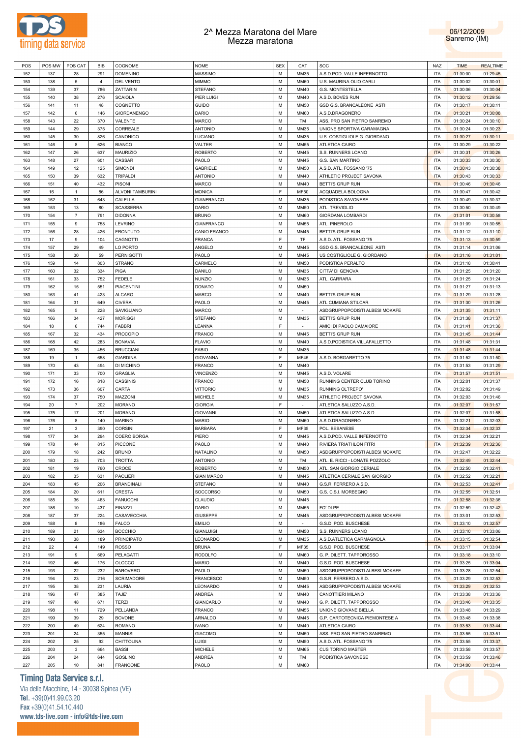# 2^ Mezza Maratona del Mare
## Mezza maratona

06/12/2009
Sanremo (IM)

| POS | POS MW | POS CAT | BIB | COGNOME | NOME | SEX | CAT | SOC | NAZ | TIME | REALTIME |
|---|---|---|---|---|---|---|---|---|---|---|---|
| 152 | 137 | 28 | 291 | DOMENINO | MASSIMO | M | MM35 | A.S.D.POD. VALLE INFERNOTTO | ITA | 01:30:00 | 01:29:45 |
| 153 | 138 | 5 | 4 | DEL VENTO | MIMMO | M | MM60 | U.S. MAURINA OLIO CARLI | ITA | 01:30:02 | 01:30:01 |
| 154 | 139 | 37 | 786 | ZATTARIN | STEFANO | M | MM40 | G.S. MONTESTELLA | ITA | 01:30:06 | 01:30:04 |
| 155 | 140 | 38 | 276 | SCAIOLA | PIER LUIGI | M | MM40 | A.S.D. BOVES RUN | ITA | 01:30:12 | 01:29:56 |
| 156 | 141 | 11 | 48 | COGNETTO | GUIDO | M | MM50 | GSD G.S. BRANCALEONE ASTI | ITA | 01:30:17 | 01:30:11 |
| 157 | 142 | 6 | 146 | GIORDANENGO | DARIO | M | MM60 | A.S.D.DRAGONERO | ITA | 01:30:21 | 01:30:08 |
| 158 | 143 | 22 | 370 | VALENTE | MARCO | M | TM | ASS. PRO SAN PIETRO SANREMO | ITA | 01:30:24 | 01:30:10 |
| 159 | 144 | 29 | 375 | CORREALE | ANTONIO | M | MM35 | UNIONE SPORTIVA CARAMAGNA | ITA | 01:30:24 | 01:30:23 |
| 160 | 145 | 30 | 826 | CANONICO | LUCIANO | M | MM35 | U.S. COSTIGLIOLE G. GIORDANO | ITA | 01:30:27 | 01:30:11 |
| 161 | 146 | 8 | 626 | BIANCO | VALTER | M | MM55 | ATLETICA CAIRO | ITA | 01:30:29 | 01:30:22 |
| 162 | 147 | 26 | 637 | MAURIZIO | ROBERTO | M | MM45 | S.S. RUNNERS LOANO | ITA | 01:30:31 | 01:30:26 |
| 163 | 148 | 27 | 601 | CASSAR | PAOLO | M | MM45 | G.S. SAN MARTINO | ITA | 01:30:33 | 01:30:30 |
| 164 | 149 | 12 | 125 | SIMONDI | GABRIELE | M | MM50 | A.S.D. ATL. FOSSANO '75 | ITA | 01:30:43 | 01:30:38 |
| 165 | 150 | 39 | 632 | TRIPALDI | ANTONIO | M | MM40 | ATHLETIC PROJECT SAVONA | ITA | 01:30:43 | 01:30:33 |
| 166 | 151 | 40 | 432 | PISONI | MARCO | M | MM40 | BETTI'S GRUP RUN | ITA | 01:30:46 | 01:30:46 |
| 167 | 16 | 1 | 86 | ALVONI TAMBURINI | MONICA | F | MF50 | ACQUADELA BOLOGNA | ITA | 01:30:47 | 01:30:42 |
| 168 | 152 | 31 | 643 | CALELLA | GIANFRANCO | M | MM35 | PODISTICA SAVONESE | ITA | 01:30:49 | 01:30:37 |
| 169 | 153 | 13 | 80 | SCASSERRA | DARIO | M | MM50 | ATL. TREVIGLIO | ITA | 01:30:50 | 01:30:49 |
| 170 | 154 | 7 | 791 | DIDONNA | BRUNO | M | MM60 | GIORDANA LOMBARDI | ITA | 01:31:01 | 01:30:58 |
| 171 | 155 | 9 | 758 | LEVRINO | GIANFRANCO | M | MM55 | ATL. PINEROLO | ITA | 01:31:09 | 01:30:55 |
| 172 | 156 | 28 | 426 | FRONTUTO | CANIO FRANCO | M | MM45 | BETTI'S GRUP RUN | ITA | 01:31:12 | 01:31:10 |
| 173 | 17 | 9 | 104 | CAGNOTTI | FRANCA | F | TF | A.S.D. ATL. FOSSANO '75 | ITA | 01:31:13 | 01:30:59 |
| 174 | 157 | 29 | 49 | LO PORTO | ANGELO | M | MM45 | GSD G.S. BRANCALEONE ASTI | ITA | 01:31:14 | 01:31:06 |
| 175 | 158 | 30 | 59 | PERNIGOTTI | PAOLO | M | MM45 | US COSTIGLIOLE G. GIORDANO | ITA | 01:31:16 | 01:31:01 |
| 176 | 159 | 14 | 803 | STRANO | CARMELO | M | MM50 | PODISTICA PERALTO | ITA | 01:31:18 | 01:30:41 |
| 177 | 160 | 32 | 334 | PIGA | DANILO | M | MM35 | CITTA' DI GENOVA | ITA | 01:31:25 | 01:31:20 |
| 178 | 161 | 33 | 752 | FEDELE | NUNZIO | M | MM35 | ATL. CARRARA | ITA | 01:31:25 | 01:31:24 |
| 179 | 162 | 15 | 551 | PIACENTINI | DONATO | M | MM50 | | ITA | 01:31:27 | 01:31:13 |
| 180 | 163 | 41 | 423 | ALCARO | MARCO | M | MM40 | BETTI'S GRUP RUN | ITA | 01:31:29 | 01:31:28 |
| 181 | 164 | 31 | 649 | CIVERA | PAOLO | M | MM45 | ATL CUMIANA STILCAR | ITA | 01:31:30 | 01:31:26 |
| 182 | 165 | 5 | 228 | SAVIGLIANO | MARCO | M | - | ASDGRUPPOPODISTI ALBESI MOKAFE | ITA | 01:31:35 | 01:31:11 |
| 183 | 166 | 34 | 427 | MORIGGI | STEFANO | M | MM35 | BETTI'S GRUP RUN | ITA | 01:31:38 | 01:31:37 |
| 184 | 18 | 6 | 744 | FABBRI | LEANNA | F | - | AMICI DI PAOLO CAMAIORE | ITA | 01:31:41 | 01:31:36 |
| 185 | 167 | 32 | 434 | PROCOPIO | FRANCO | M | MM45 | BETTI'S GRUP RUN | ITA | 01:31:45 | 01:31:44 |
| 186 | 168 | 42 | 283 | BONAVIA | FLAVIO | M | MM40 | A.S.D.PODISTICA VILLAFALLETTO | ITA | 01:31:48 | 01:31:31 |
| 187 | 169 | 35 | 456 | BRUCCIANI | FABIO | M | MM35 | | ITA | 01:31:48 | 01:31:44 |
| 188 | 19 | 1 | 658 | GIARDINA | GIOVANNA | F | MF45 | A.S.D. BORGARETTO 75 | ITA | 01:31:52 | 01:31:50 |
| 189 | 170 | 43 | 494 | DI MICHINO | FRANCO | M | MM40 | | ITA | 01:31:53 | 01:31:29 |
| 190 | 171 | 33 | 700 | GRAGLIA | VINCENZO | M | MM45 | A.S.D. VOLARE | ITA | 01:31:57 | 01:31:51 |
| 191 | 172 | 16 | 818 | CASSINIS | FRANCO | M | MM50 | RUNNING CENTER CLUB TORINO | ITA | 01:32:01 | 01:31:37 |
| 192 | 173 | 36 | 607 | CARTA | VITTORIO | M | MM35 | RUNNING OLTREPO' | ITA | 01:32:02 | 01:31:49 |
| 193 | 174 | 37 | 750 | MAZZONI | MICHELE | M | MM35 | ATHLETIC PROJECT SAVONA | ITA | 01:32:03 | 01:31:46 |
| 194 | 20 | 7 | 202 | MORANO | GIORGIA | F | - | ATLETICA SALUZZO A.S.D. | ITA | 01:32:07 | 01:31:57 |
| 195 | 175 | 17 | 201 | MORANO | GIOVANNI | M | MM50 | ATLETICA SALUZZO A.S.D. | ITA | 01:32:07 | 01:31:58 |
| 196 | 176 | 8 | 140 | MARINO | MARIO | M | MM60 | A.S.D.DRAGONERO | ITA | 01:32:21 | 01:32:03 |
| 197 | 21 | 3 | 390 | CORSINI | BARBARA | F | MF35 | POL. BESANESE | ITA | 01:32:34 | 01:32:33 |
| 198 | 177 | 34 | 294 | COERO BORGA | PIERO | M | MM45 | A.S.D.POD. VALLE INFERNOTTO | ITA | 01:32:34 | 01:32:21 |
| 199 | 178 | 44 | 815 | PICCONE | PAOLO | M | MM40 | RIVIERA TRIATHLON FITRI | ITA | 01:32:39 | 01:32:36 |
| 200 | 179 | 18 | 242 | BRUNO | NATALINO | M | MM50 | ASDGRUPPOPODISTI ALBESI MOKAFE | ITA | 01:32:47 | 01:32:22 |
| 201 | 180 | 23 | 703 | TROTTA | ANTONIO | M | TM | ATL. E. RICCI - LONATE POZZOLO | ITA | 01:32:49 | 01:32:44 |
| 202 | 181 | 19 | 760 | CROCE | ROBERTO | M | MM50 | ATL. SAN GIORGIO CERIALE | ITA | 01:32:50 | 01:32:41 |
| 203 | 182 | 35 | 631 | PAOLIERI | GIAN MARCO | M | MM45 | ATLETICA CERIALE SAN GIORGIO | ITA | 01:32:52 | 01:32:21 |
| 204 | 183 | 45 | 206 | BRANDINALI | STEFANO | M | MM40 | G.S.R. FERRERO A.S.D. | ITA | 01:32:53 | 01:32:41 |
| 205 | 184 | 20 | 611 | CRESTA | SOCCORSO | M | MM50 | G.S. C.S.I. MORBEGNO | ITA | 01:32:55 | 01:32:51 |
| 206 | 185 | 36 | 463 | FANUCCHI | CLAUDIO | M | MM45 | | ITA | 01:32:58 | 01:32:36 |
| 207 | 186 | 10 | 437 | FINAZZI | DARIO | M | MM55 | FO' DI PE | ITA | 01:32:59 | 01:32:42 |
| 208 | 187 | 37 | 224 | CASAVECCHIA | GIUSEPPE | M | MM45 | ASDGRUPPOPODISTI ALBESI MOKAFE | ITA | 01:33:01 | 01:32:53 |
| 209 | 188 | 8 | 186 | FALCO | EMILIO | M | - | G.S.D. POD. BUSCHESE | ITA | 01:33:10 | 01:32:57 |
| 210 | 189 | 21 | 634 | BOCCHIO | GIANLUIGI | M | MM50 | S.S. RUNNERS LOANO | ITA | 01:33:10 | 01:33:06 |
| 211 | 190 | 38 | 189 | PRINCIPATO | LEONARDO | M | MM35 | A.S.D.ATLETICA CARMAGNOLA | ITA | 01:33:15 | 01:32:54 |
| 212 | 22 | 4 | 149 | ROSSO | BRUNA | F | MF35 | G.S.D. POD. BUSCHESE | ITA | 01:33:17 | 01:33:04 |
| 213 | 191 | 9 | 669 | PELAGATTI | RODOLFO | M | MM60 | G. P. DILETT. TAPPOROSSO | ITA | 01:33:18 | 01:33:10 |
| 214 | 192 | 46 | 176 | OLOCCO | MARIO | M | MM40 | G.S.D. POD. BUSCHESE | ITA | 01:33:25 | 01:33:04 |
| 215 | 193 | 22 | 232 | BAROVERO | PAOLO | M | MM50 | ASDGRUPPOPODISTI ALBESI MOKAFE | ITA | 01:33:28 | 01:32:54 |
| 216 | 194 | 23 | 216 | SCRIMADORE | FRANCESCO | M | MM50 | G.S.R. FERRERO A.S.D. | ITA | 01:33:29 | 01:32:53 |
| 217 | 195 | 38 | 231 | LAURIA | LEONARDO | M | MM45 | ASDGRUPPOPODISTI ALBESI MOKAFE | ITA | 01:33:29 | 01:32:53 |
| 218 | 196 | 47 | 385 | TAJE' | ANDREA | M | MM40 | CANOTTIERI MILANO | ITA | 01:33:38 | 01:33:36 |
| 219 | 197 | 48 | 671 | TERZI | GIANCARLO | M | MM40 | G. P. DILETT. TAPPOROSSO | ITA | 01:33:46 | 01:33:35 |
| 220 | 198 | 11 | 729 | PELLANDA | FRANCO | M | MM55 | UNIONE GIOVANE BIELLA | ITA | 01:33:48 | 01:33:29 |
| 221 | 199 | 39 | 29 | BOVONE | ARNALDO | M | MM45 | G.P. CARTOTECNICA PIEMONTESE A | ITA | 01:33:48 | 01:33:38 |
| 222 | 200 | 49 | 624 | ROMANO | IVANO | M | MM40 | ATLETICA CAIRO | ITA | 01:33:53 | 01:33:44 |
| 223 | 201 | 24 | 355 | MANNISI | GIACOMO | M | MM50 | ASS. PRO SAN PIETRO SANREMO | ITA | 01:33:55 | 01:33:51 |
| 224 | 202 | 25 | 92 | CHITTOLINA | LUIGI | M | MM50 | A.S.D. ATL. FOSSANO '75 | ITA | 01:33:55 | 01:33:37 |
| 225 | 203 | 3 | 664 | BASSI | MICHELE | M | MM65 | CUS TORINO MASTER | ITA | 01:33:58 | 01:33:57 |
| 226 | 204 | 24 | 644 | GOSLINO | ANDREA | M | TM | PODISTICA SAVONESE | ITA | 01:33:59 | 01:33:46 |
| 227 | 205 | 10 | 841 | FRANCONE | PAOLO | M | MM60 | | ITA | 01:34:00 | 01:33:44 |

**Timing Data Service s.r.l.**
Via delle Macchine, 14 - 30038 Spinea (VE)
Tel. +39(0)41.99.03.20
Fax +39(0)41.54.10.440
www.tds-live.com - info@tds-live.com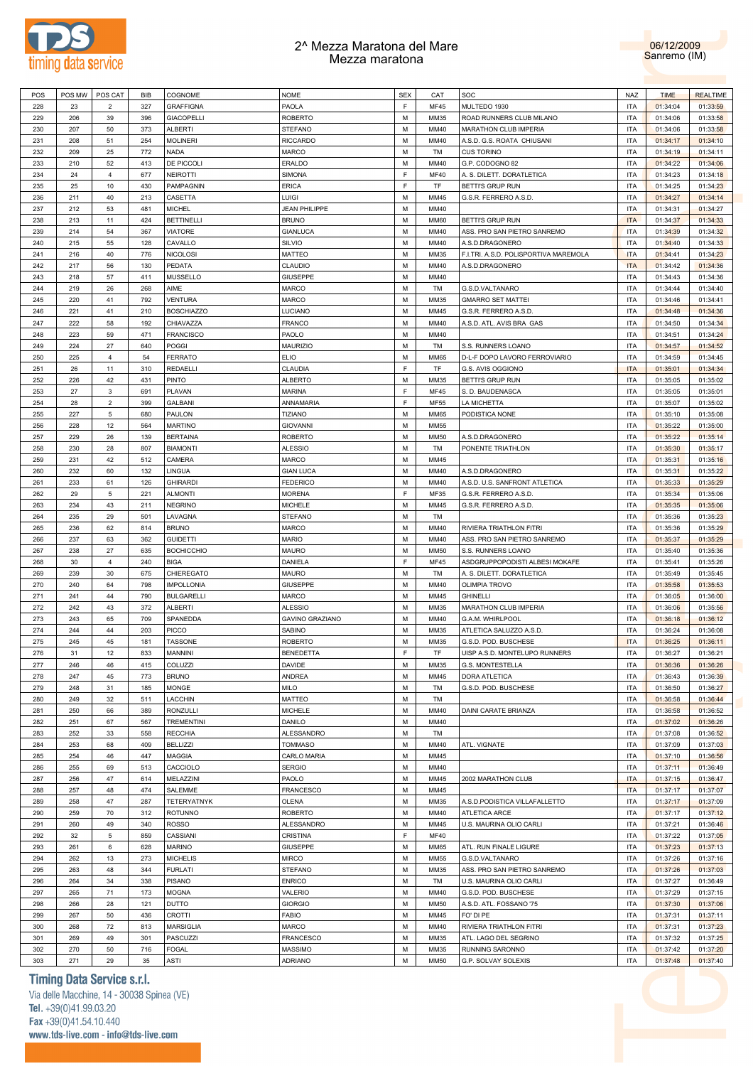# 2^ Mezza Maratona del Mare
## Mezza maratona

06/12/2009
Sanremo (IM)

| POS | POS MW | POS CAT | BIB | COGNOME | NOME | SEX | CAT | SOC | NAZ | TIME | REALTIME |
|---|---|---|---|---|---|---|---|---|---|---|---|
| 228 | 23 | 2 | 327 | GRAFFIGNA | PAOLA | F | MF45 | MULTEDO 1930 | ITA | 01:34:04 | 01:33:59 |
| 229 | 206 | 39 | 396 | GIACOPELLI | ROBERTO | M | MM35 | ROAD RUNNERS CLUB MILANO | ITA | 01:34:06 | 01:33:58 |
| 230 | 207 | 50 | 373 | ALBERTI | STEFANO | M | MM40 | MARATHON CLUB IMPERIA | ITA | 01:34:06 | 01:33:58 |
| 231 | 208 | 51 | 254 | MOLINERI | RICCARDO | M | MM40 | A.S.D. G.S. ROATA CHIUSANI | ITA | 01:34:17 | 01:34:10 |
| 232 | 209 | 25 | 772 | NADA | MARCO | M | TM | CUS TORINO | ITA | 01:34:19 | 01:34:11 |
| 233 | 210 | 52 | 413 | DE PICCOLI | ERALDO | M | MM40 | G.P. CODOGNO 82 | ITA | 01:34:22 | 01:34:06 |
| 234 | 24 | 4 | 677 | NEIROTTI | SIMONA | F | MF40 | A. S. DILETT. DORATLETICA | ITA | 01:34:23 | 01:34:18 |
| 235 | 25 | 10 | 430 | PAMPAGNIN | ERICA | F | TF | BETTI'S GRUP RUN | ITA | 01:34:25 | 01:34:23 |
| 236 | 211 | 40 | 213 | CASETTA | LUIGI | M | MM45 | G.S.R. FERRERO A.S.D. | ITA | 01:34:27 | 01:34:14 |
| 237 | 212 | 53 | 481 | MICHEL | JEAN PHILIPPE | M | MM40 | | ITA | 01:34:31 | 01:34:27 |
| 238 | 213 | 11 | 424 | BETTINELLI | BRUNO | M | MM60 | BETTI'S GRUP RUN | ITA | 01:34:37 | 01:34:33 |
| 239 | 214 | 54 | 367 | VIATORE | GIANLUCA | M | MM40 | ASS. PRO SAN PIETRO SANREMO | ITA | 01:34:39 | 01:34:32 |
| 240 | 215 | 55 | 128 | CAVALLO | SILVIO | M | MM40 | A.S.D.DRAGONERO | ITA | 01:34:40 | 01:34:33 |
| 241 | 216 | 40 | 776 | NICOLOSI | MATTEO | M | MM35 | F.I.TRI. A.S.D. POLISPORTIVA MAREMOLA | ITA | 01:34:41 | 01:34:23 |
| 242 | 217 | 56 | 130 | PEDATA | CLAUDIO | M | MM40 | A.S.D.DRAGONERO | ITA | 01:34:42 | 01:34:36 |
| 243 | 218 | 57 | 411 | MUSSELLO | GIUSEPPE | M | MM40 | | ITA | 01:34:43 | 01:34:36 |
| 244 | 219 | 26 | 268 | AIME | MARCO | M | TM | G.S.D.VALTANARO | ITA | 01:34:44 | 01:34:40 |
| 245 | 220 | 41 | 792 | VENTURA | MARCO | M | MM35 | GMARRO SET MATTEI | ITA | 01:34:46 | 01:34:41 |
| 246 | 221 | 41 | 210 | BOSCHIAZZO | LUCIANO | M | MM45 | G.S.R. FERRERO A.S.D. | ITA | 01:34:48 | 01:34:36 |
| 247 | 222 | 58 | 192 | CHIAVAZZA | FRANCO | M | MM40 | A.S.D. ATL. AVIS BRA GAS | ITA | 01:34:50 | 01:34:34 |
| 248 | 223 | 59 | 471 | FRANCISCO | PAOLO | M | MM40 | | ITA | 01:34:51 | 01:34:24 |
| 249 | 224 | 27 | 640 | POGGI | MAURIZIO | M | TM | S.S. RUNNERS LOANO | ITA | 01:34:57 | 01:34:52 |
| 250 | 225 | 4 | 54 | FERRATO | ELIO | M | MM65 | D-L-F DOPO LAVORO FERROVIARIO | ITA | 01:34:59 | 01:34:45 |
| 251 | 26 | 11 | 310 | REDAELLI | CLAUDIA | F | TF | G.S. AVIS OGGIONO | ITA | 01:35:01 | 01:34:34 |
| 252 | 226 | 42 | 431 | PINTO | ALBERTO | M | MM35 | BETTI'S GRUP RUN | ITA | 01:35:05 | 01:35:02 |
| 253 | 27 | 3 | 691 | PLAVAN | MARINA | F | MF45 | S. D. BAUDENASCA | ITA | 01:35:05 | 01:35:01 |
| 254 | 28 | 2 | 399 | GALBANI | ANNAMARIA | F | MF55 | LA MICHETTA | ITA | 01:35:07 | 01:35:02 |
| 255 | 227 | 5 | 680 | PAULON | TIZIANO | M | MM65 | PODISTICA NONE | ITA | 01:35:10 | 01:35:08 |
| 256 | 228 | 12 | 564 | MARTINO | GIOVANNI | M | MM55 | | ITA | 01:35:22 | 01:35:00 |
| 257 | 229 | 26 | 139 | BERTAINA | ROBERTO | M | MM50 | A.S.D.DRAGONERO | ITA | 01:35:22 | 01:35:14 |
| 258 | 230 | 28 | 807 | BIAMONTI | ALESSIO | M | TM | PONENTE TRIATHLON | ITA | 01:35:30 | 01:35:17 |
| 259 | 231 | 42 | 512 | CAMERA | MARCO | M | MM45 | | ITA | 01:35:31 | 01:35:16 |
| 260 | 232 | 60 | 132 | LINGUA | GIAN LUCA | M | MM40 | A.S.D.DRAGONERO | ITA | 01:35:31 | 01:35:22 |
| 261 | 233 | 61 | 126 | GHIRARDI | FEDERICO | M | MM40 | A.S.D. U.S. SANFRONT ATLETICA | ITA | 01:35:33 | 01:35:29 |
| 262 | 29 | 5 | 221 | ALMONTI | MORENA | F | MF35 | G.S.R. FERRERO A.S.D. | ITA | 01:35:34 | 01:35:06 |
| 263 | 234 | 43 | 211 | NEGRINO | MICHELE | M | MM45 | G.S.R. FERRERO A.S.D. | ITA | 01:35:35 | 01:35:06 |
| 264 | 235 | 29 | 501 | LAVAGNA | STEFANO | M | TM | | ITA | 01:35:36 | 01:35:23 |
| 265 | 236 | 62 | 814 | BRUNO | MARCO | M | MM40 | RIVIERA TRIATHLON FITRI | ITA | 01:35:36 | 01:35:29 |
| 266 | 237 | 63 | 362 | GUIDETTI | MARIO | M | MM40 | ASS. PRO SAN PIETRO SANREMO | ITA | 01:35:37 | 01:35:29 |
| 267 | 238 | 27 | 635 | BOCHICCHIO | MAURO | M | MM50 | S.S. RUNNERS LOANO | ITA | 01:35:40 | 01:35:36 |
| 268 | 30 | 4 | 240 | BIGA | DANIELA | F | MF45 | ASDGRUPPOPODISTI ALBESI MOKAFE | ITA | 01:35:41 | 01:35:26 |
| 269 | 239 | 30 | 675 | CHIEREGATO | MAURO | M | TM | A. S. DILETT. DORATLETICA | ITA | 01:35:49 | 01:35:45 |
| 270 | 240 | 64 | 798 | IMPOLLONIA | GIUSEPPE | M | MM40 | OLIMPIA TROVO | ITA | 01:35:58 | 01:35:53 |
| 271 | 241 | 44 | 790 | BULGARELLI | MARCO | M | MM45 | GHINELLI | ITA | 01:36:05 | 01:36:00 |
| 272 | 242 | 43 | 372 | ALBERTI | ALESSIO | M | MM35 | MARATHON CLUB IMPERIA | ITA | 01:36:06 | 01:35:56 |
| 273 | 243 | 65 | 709 | SPANEDDA | GAVINO GRAZIANO | M | MM40 | G.A.M. WHIRLPOOL | ITA | 01:36:18 | 01:36:12 |
| 274 | 244 | 44 | 203 | PICCO | SABINO | M | MM35 | ATLETICA SALUZZO A.S.D. | ITA | 01:36:24 | 01:36:08 |
| 275 | 245 | 45 | 181 | TASSONE | ROBERTO | M | MM35 | G.S.D. POD. BUSCHESE | ITA | 01:36:25 | 01:36:11 |
| 276 | 31 | 12 | 833 | MANNINI | BENEDETTA | F | TF | UISP A.S.D. MONTELUPO RUNNERS | ITA | 01:36:27 | 01:36:21 |
| 277 | 246 | 46 | 415 | COLUZZI | DAVIDE | M | MM35 | G.S. MONTESTELLA | ITA | 01:36:36 | 01:36:26 |
| 278 | 247 | 45 | 773 | BRUNO | ANDREA | M | MM45 | DORA ATLETICA | ITA | 01:36:43 | 01:36:39 |
| 279 | 248 | 31 | 185 | MONGE | MILO | M | TM | G.S.D. POD. BUSCHESE | ITA | 01:36:50 | 01:36:27 |
| 280 | 249 | 32 | 511 | LACCHIN | MATTEO | M | TM | | ITA | 01:36:58 | 01:36:44 |
| 281 | 250 | 66 | 389 | RONZULLI | MICHELE | M | MM40 | DAINI CARATE BRIANZA | ITA | 01:36:58 | 01:36:52 |
| 282 | 251 | 67 | 567 | TREMENTINI | DANILO | M | MM40 | | ITA | 01:37:02 | 01:36:26 |
| 283 | 252 | 33 | 558 | RECCHIA | ALESSANDRO | M | TM | | ITA | 01:37:08 | 01:36:52 |
| 284 | 253 | 68 | 409 | BELLIZZI | TOMMASO | M | MM40 | ATL. VIGNATE | ITA | 01:37:09 | 01:37:03 |
| 285 | 254 | 46 | 447 | MAGGIA | CARLO MARIA | M | MM45 | | ITA | 01:37:10 | 01:36:56 |
| 286 | 255 | 69 | 513 | CACCIOLO | SERGIO | M | MM40 | | ITA | 01:37:11 | 01:36:49 |
| 287 | 256 | 47 | 614 | MELAZZINI | PAOLO | M | MM45 | 2002 MARATHON CLUB | ITA | 01:37:15 | 01:36:47 |
| 288 | 257 | 48 | 474 | SALEMME | FRANCESCO | M | MM45 | | ITA | 01:37:17 | 01:37:07 |
| 289 | 258 | 47 | 287 | TETERYATNYK | OLENA | M | MM35 | A.S.D.PODISTICA VILLAFALLETTO | ITA | 01:37:17 | 01:37:09 |
| 290 | 259 | 70 | 312 | ROTUNNO | ROBERTO | M | MM40 | ATLETICA ARCE | ITA | 01:37:17 | 01:37:12 |
| 291 | 260 | 49 | 340 | ROSSO | ALESSANDRO | M | MM45 | U.S. MAURINA OLIO CARLI | ITA | 01:37:21 | 01:36:46 |
| 292 | 32 | 5 | 859 | CASSIANI | CRISTINA | F | MF40 | | ITA | 01:37:22 | 01:37:05 |
| 293 | 261 | 6 | 628 | MARINO | GIUSEPPE | M | MM65 | ATL. RUN FINALE LIGURE | ITA | 01:37:23 | 01:37:13 |
| 294 | 262 | 13 | 273 | MICHELIS | MIRCO | M | MM55 | G.S.D.VALTANARO | ITA | 01:37:26 | 01:37:16 |
| 295 | 263 | 48 | 344 | FURLATI | STEFANO | M | MM35 | ASS. PRO SAN PIETRO SANREMO | ITA | 01:37:26 | 01:37:03 |
| 296 | 264 | 34 | 338 | PISANO | ENRICO | M | TM | U.S. MAURINA OLIO CARLI | ITA | 01:37:27 | 01:36:49 |
| 297 | 265 | 71 | 173 | MOGNA | VALERIO | M | MM40 | G.S.D. POD. BUSCHESE | ITA | 01:37:29 | 01:37:15 |
| 298 | 266 | 28 | 121 | DUTTO | GIORGIO | M | MM50 | A.S.D. ATL. FOSSANO '75 | ITA | 01:37:30 | 01:37:06 |
| 299 | 267 | 50 | 436 | CROTTI | FABIO | M | MM45 | FO' DI PE | ITA | 01:37:31 | 01:37:11 |
| 300 | 268 | 72 | 813 | MARSIGLIA | MARCO | M | MM40 | RIVIERA TRIATHLON FITRI | ITA | 01:37:31 | 01:37:23 |
| 301 | 269 | 49 | 301 | PASCUZZI | FRANCESCO | M | MM35 | ATL. LAGO DEL SEGRINO | ITA | 01:37:32 | 01:37:25 |
| 302 | 270 | 50 | 716 | FOGAL | MASSIMO | M | MM35 | RUNNING SARONNO | ITA | 01:37:42 | 01:37:20 |
| 303 | 271 | 29 | 35 | ASTI | ADRIANO | M | MM50 | G.P. SOLVAY SOLEXIS | ITA | 01:37:48 | 01:37:40 |

**Timing Data Service s.r.l.**
Via delle Macchine, 14 - 30038 Spinea (VE)
**Tel.** +39(0)41.99.03.20
**Fax** +39(0)41.54.10.440
**www.tds-live.com - info@tds-live.com**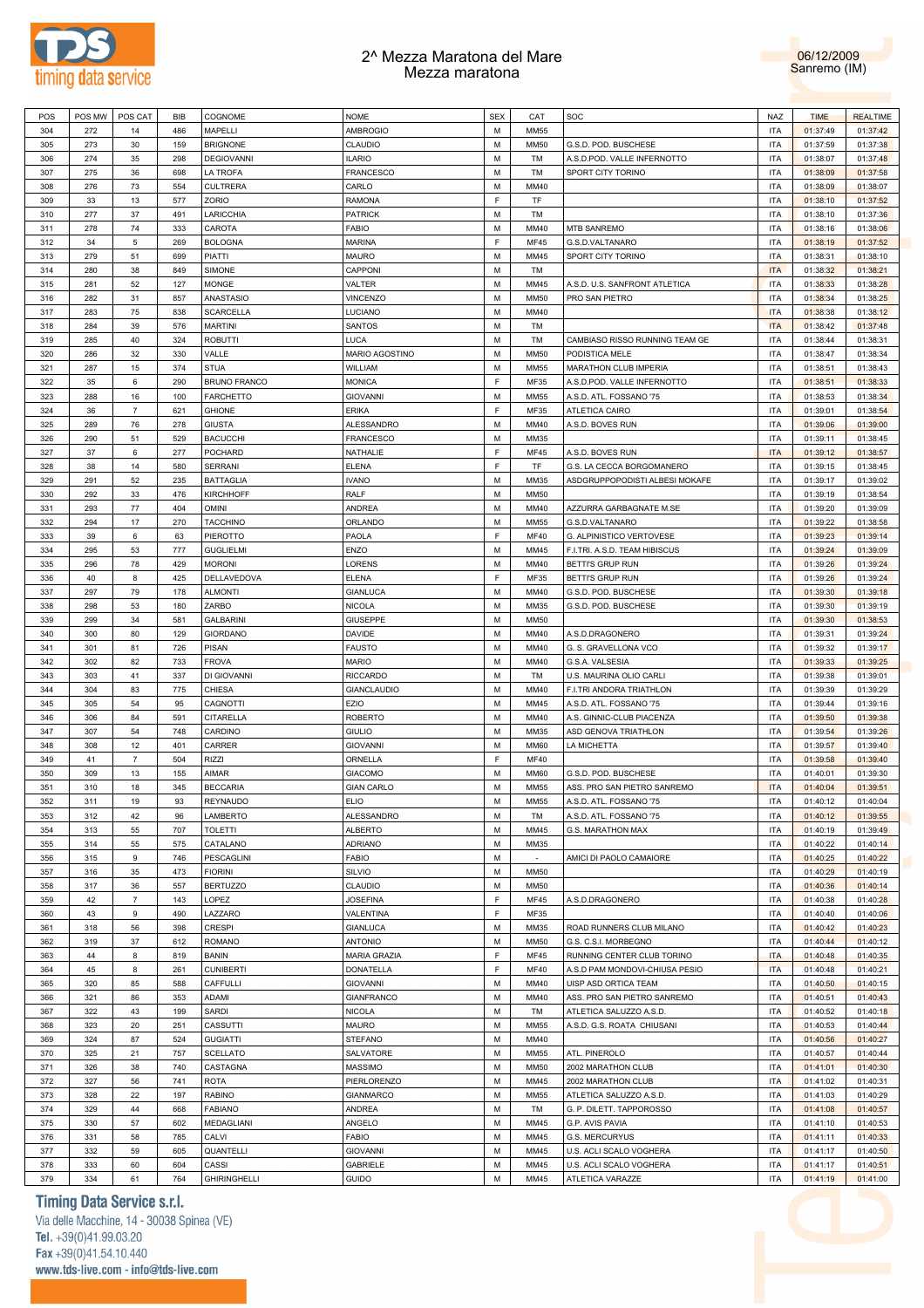# 2^ Mezza Maratona del Mare
## Mezza maratona

06/12/2009
Sanremo (IM)

| POS | POS MW | POS CAT | BIB | COGNOME | NOME | SEX | CAT | SOC | NAZ | TIME | REALTIME |
|---|---|---|---|---|---|---|---|---|---|---|---|
| 304 | 272 | 14 | 486 | MAPELLI | AMBROGIO | M | MM55 | | ITA | 01:37:49 | 01:37:42 |
| 305 | 273 | 30 | 159 | BRIGNONE | CLAUDIO | M | MM50 | G.S.D. POD. BUSCHESE | ITA | 01:37:59 | 01:37:38 |
| 306 | 274 | 35 | 298 | DEGIOVANNI | ILARIO | M | TM | A.S.D.POD. VALLE INFERNOTTO | ITA | 01:38:07 | 01:37:48 |
| 307 | 275 | 36 | 698 | LA TROFA | FRANCESCO | M | TM | SPORT CITY TORINO | ITA | 01:38:09 | 01:37:58 |
| 308 | 276 | 73 | 554 | CULTRERA | CARLO | M | MM40 | | ITA | 01:38:09 | 01:38:07 |
| 309 | 33 | 13 | 577 | ZORIO | RAMONA | F | TF | | ITA | 01:38:10 | 01:37:52 |
| 310 | 277 | 37 | 491 | LARICCHIA | PATRICK | M | TM | | ITA | 01:38:10 | 01:37:36 |
| 311 | 278 | 74 | 333 | CAROTA | FABIO | M | MM40 | MTB SANREMO | ITA | 01:38:16 | 01:38:06 |
| 312 | 34 | 5 | 269 | BOLOGNA | MARINA | F | MF45 | G.S.D.VALTANARO | ITA | 01:38:19 | 01:37:52 |
| 313 | 279 | 51 | 699 | PIATTI | MAURO | M | MM45 | SPORT CITY TORINO | ITA | 01:38:31 | 01:38:10 |
| 314 | 280 | 38 | 849 | SIMONE | CAPPONI | M | TM | | ITA | 01:38:32 | 01:38:21 |
| 315 | 281 | 52 | 127 | MONGE | VALTER | M | MM45 | A.S.D. U.S. SANFRONT ATLETICA | ITA | 01:38:33 | 01:38:28 |
| 316 | 282 | 31 | 857 | ANASTASIO | VINCENZO | M | MM50 | PRO SAN PIETRO | ITA | 01:38:34 | 01:38:25 |
| 317 | 283 | 75 | 838 | SCARCELLA | LUCIANO | M | MM40 | | ITA | 01:38:38 | 01:38:12 |
| 318 | 284 | 39 | 576 | MARTINI | SANTOS | M | TM | | ITA | 01:38:42 | 01:37:48 |
| 319 | 285 | 40 | 324 | ROBUTTI | LUCA | M | TM | CAMBIASO RISSO RUNNING TEAM GE | ITA | 01:38:44 | 01:38:31 |
| 320 | 286 | 32 | 330 | VALLE | MARIO AGOSTINO | M | MM50 | PODISTICA MELE | ITA | 01:38:47 | 01:38:34 |
| 321 | 287 | 15 | 374 | STUA | WILLIAM | M | MM55 | MARATHON CLUB IMPERIA | ITA | 01:38:51 | 01:38:43 |
| 322 | 35 | 6 | 290 | BRUNO FRANCO | MONICA | F | MF35 | A.S.D.POD. VALLE INFERNOTTO | ITA | 01:38:51 | 01:38:33 |
| 323 | 288 | 16 | 100 | FARCHETTO | GIOVANNI | M | MM55 | A.S.D. ATL. FOSSANO '75 | ITA | 01:38:53 | 01:38:34 |
| 324 | 36 | 7 | 621 | GHIONE | ERIKA | F | MF35 | ATLETICA CAIRO | ITA | 01:39:01 | 01:38:54 |
| 325 | 289 | 76 | 278 | GIUSTA | ALESSANDRO | M | MM40 | A.S.D. BOVES RUN | ITA | 01:39:06 | 01:39:00 |
| 326 | 290 | 51 | 529 | BACUCCHI | FRANCESCO | M | MM35 | | ITA | 01:39:11 | 01:38:45 |
| 327 | 37 | 6 | 277 | POCHARD | NATHALIE | F | MF45 | A.S.D. BOVES RUN | ITA | 01:39:12 | 01:38:57 |
| 328 | 38 | 14 | 580 | SERRANI | ELENA | F | TF | G.S. LA CECCA BORGOMANERO | ITA | 01:39:15 | 01:38:45 |
| 329 | 291 | 52 | 235 | BATTAGLIA | IVANO | M | MM35 | ASDGRUPPOPODISTI ALBESI MOKAFE | ITA | 01:39:17 | 01:39:02 |
| 330 | 292 | 33 | 476 | KIRCHHOFF | RALF | M | MM50 | | ITA | 01:39:19 | 01:38:54 |
| 331 | 293 | 77 | 404 | OMINI | ANDREA | M | MM40 | AZZURRA GARBAGNATE M.SE | ITA | 01:39:20 | 01:39:09 |
| 332 | 294 | 17 | 270 | TACCHINO | ORLANDO | M | MM55 | G.S.D.VALTANARO | ITA | 01:39:22 | 01:38:58 |
| 333 | 39 | 6 | 63 | PIEROTTO | PAOLA | F | MF40 | G. ALPINISTICO VERTOVESE | ITA | 01:39:23 | 01:39:14 |
| 334 | 295 | 53 | 777 | GUGLIELMI | ENZO | M | MM45 | F.I.TRI. A.S.D. TEAM HIBISCUS | ITA | 01:39:24 | 01:39:09 |
| 335 | 296 | 78 | 429 | MORONI | LORENS | M | MM40 | BETTI'S GRUP RUN | ITA | 01:39:26 | 01:39:24 |
| 336 | 40 | 8 | 425 | DELLAVEDOVA | ELENA | F | MF35 | BETTI'S GRUP RUN | ITA | 01:39:26 | 01:39:24 |
| 337 | 297 | 79 | 178 | ALMONTI | GIANLUCA | M | MM40 | G.S.D. POD. BUSCHESE | ITA | 01:39:30 | 01:39:18 |
| 338 | 298 | 53 | 180 | ZARBO | NICOLA | M | MM35 | G.S.D. POD. BUSCHESE | ITA | 01:39:30 | 01:39:19 |
| 339 | 299 | 34 | 581 | GALBARINI | GIUSEPPE | M | MM50 | | ITA | 01:39:30 | 01:38:53 |
| 340 | 300 | 80 | 129 | GIORDANO | DAVIDE | M | MM40 | A.S.D.DRAGONERO | ITA | 01:39:31 | 01:39:24 |
| 341 | 301 | 81 | 726 | PISAN | FAUSTO | M | MM40 | G. S. GRAVELLONA VCO | ITA | 01:39:32 | 01:39:17 |
| 342 | 302 | 82 | 733 | FROVA | MARIO | M | MM40 | G.S.A. VALSESIA | ITA | 01:39:33 | 01:39:25 |
| 343 | 303 | 41 | 337 | DI GIOVANNI | RICCARDO | M | TM | U.S. MAURINA OLIO CARLI | ITA | 01:39:38 | 01:39:01 |
| 344 | 304 | 83 | 775 | CHIESA | GIANCLAUDIO | M | MM40 | F.I.TRI ANDORA TRIATHLON | ITA | 01:39:39 | 01:39:29 |
| 345 | 305 | 54 | 95 | CAGNOTTI | EZIO | M | MM45 | A.S.D. ATL. FOSSANO '75 | ITA | 01:39:44 | 01:39:16 |
| 346 | 306 | 84 | 591 | CITARELLA | ROBERTO | M | MM40 | A.S. GINNIC-CLUB PIACENZA | ITA | 01:39:50 | 01:39:38 |
| 347 | 307 | 54 | 748 | CARDINO | GIULIO | M | MM35 | ASD GENOVA TRIATHLON | ITA | 01:39:54 | 01:39:26 |
| 348 | 308 | 12 | 401 | CARRER | GIOVANNI | M | MM60 | LA MICHETTA | ITA | 01:39:57 | 01:39:40 |
| 349 | 41 | 7 | 504 | RIZZI | ORNELLA | F | MF40 | | ITA | 01:39:58 | 01:39:40 |
| 350 | 309 | 13 | 155 | AIMAR | GIACOMO | M | MM60 | G.S.D. POD. BUSCHESE | ITA | 01:40:01 | 01:39:30 |
| 351 | 310 | 18 | 345 | BECCARIA | GIAN CARLO | M | MM55 | ASS. PRO SAN PIETRO SANREMO | ITA | 01:40:04 | 01:39:51 |
| 352 | 311 | 19 | 93 | REYNAUDO | ELIO | M | MM55 | A.S.D. ATL. FOSSANO '75 | ITA | 01:40:12 | 01:40:04 |
| 353 | 312 | 42 | 96 | LAMBERTO | ALESSANDRO | M | TM | A.S.D. ATL. FOSSANO '75 | ITA | 01:40:12 | 01:39:55 |
| 354 | 313 | 55 | 707 | TOLETTI | ALBERTO | M | MM45 | G.S. MARATHON MAX | ITA | 01:40:19 | 01:39:49 |
| 355 | 314 | 55 | 575 | CATALANO | ADRIANO | M | MM35 | | ITA | 01:40:22 | 01:40:14 |
| 356 | 315 | 9 | 746 | PESCAGLINI | FABIO | M | - | AMICI DI PAOLO CAMAIORE | ITA | 01:40:25 | 01:40:22 |
| 357 | 316 | 35 | 473 | FIORINI | SILVIO | M | MM50 | | ITA | 01:40:29 | 01:40:19 |
| 358 | 317 | 36 | 557 | BERTUZZO | CLAUDIO | M | MM50 | | ITA | 01:40:36 | 01:40:14 |
| 359 | 42 | 7 | 143 | LOPEZ | JOSEFINA | F | MF45 | A.S.D.DRAGONERO | ITA | 01:40:38 | 01:40:28 |
| 360 | 43 | 9 | 490 | LAZZARO | VALENTINA | F | MF35 | | ITA | 01:40:40 | 01:40:06 |
| 361 | 318 | 56 | 398 | CRESPI | GIANLUCA | M | MM35 | ROAD RUNNERS CLUB MILANO | ITA | 01:40:42 | 01:40:23 |
| 362 | 319 | 37 | 612 | ROMANO | ANTONIO | M | MM50 | G.S. C.S.I. MORBEGNO | ITA | 01:40:44 | 01:40:12 |
| 363 | 44 | 8 | 819 | BANIN | MARIA GRAZIA | F | MF45 | RUNNING CENTER CLUB TORINO | ITA | 01:40:48 | 01:40:35 |
| 364 | 45 | 8 | 261 | CUNIBERTI | DONATELLA | F | MF40 | A.S.D PAM MONDOVI-CHIUSA PESIO | ITA | 01:40:48 | 01:40:21 |
| 365 | 320 | 85 | 588 | CAFFULLI | GIOVANNI | M | MM40 | UISP ASD ORTICA TEAM | ITA | 01:40:50 | 01:40:15 |
| 366 | 321 | 86 | 353 | ADAMI | GIANFRANCO | M | MM40 | ASS. PRO SAN PIETRO SANREMO | ITA | 01:40:51 | 01:40:43 |
| 367 | 322 | 43 | 199 | SARDI | NICOLA | M | TM | ATLETICA SALUZZO A.S.D. | ITA | 01:40:52 | 01:40:18 |
| 368 | 323 | 20 | 251 | CASSUTTI | MAURO | M | MM55 | A.S.D. G.S. ROATA CHIUSANI | ITA | 01:40:53 | 01:40:44 |
| 369 | 324 | 87 | 524 | GUGIATTI | STEFANO | M | MM40 | | ITA | 01:40:56 | 01:40:27 |
| 370 | 325 | 21 | 757 | SCELLATO | SALVATORE | M | MM55 | ATL. PINEROLO | ITA | 01:40:57 | 01:40:44 |
| 371 | 326 | 38 | 740 | CASTAGNA | MASSIMO | M | MM50 | 2002 MARATHON CLUB | ITA | 01:41:01 | 01:40:30 |
| 372 | 327 | 56 | 741 | ROTA | PIERLORENZO | M | MM45 | 2002 MARATHON CLUB | ITA | 01:41:02 | 01:40:31 |
| 373 | 328 | 22 | 197 | RABINO | GIANMARCO | M | MM55 | ATLETICA SALUZZO A.S.D. | ITA | 01:41:03 | 01:40:29 |
| 374 | 329 | 44 | 668 | FABIANO | ANDREA | M | TM | G. P. DILETT. TAPPOROSSO | ITA | 01:41:08 | 01:40:57 |
| 375 | 330 | 57 | 602 | MEDAGLIANI | ANGELO | M | MM45 | G.P. AVIS PAVIA | ITA | 01:41:10 | 01:40:53 |
| 376 | 331 | 58 | 785 | CALVI | FABIO | M | MM45 | G.S. MERCURYUS | ITA | 01:41:11 | 01:40:33 |
| 377 | 332 | 59 | 605 | QUANTELLI | GIOVANNI | M | MM45 | U.S. ACLI SCALO VOGHERA | ITA | 01:41:17 | 01:40:50 |
| 378 | 333 | 60 | 604 | CASSI | GABRIELE | M | MM45 | U.S. ACLI SCALO VOGHERA | ITA | 01:41:17 | 01:40:51 |
| 379 | 334 | 61 | 764 | GHIRINGHELLI | GUIDO | M | MM45 | ATLETICA VARAZZE | ITA | 01:41:19 | 01:41:00 |

**Timing Data Service s.r.l.**
Via delle Macchine, 14 - 30038 Spinea (VE)
Tel. +39(0)41.99.03.20
Fax +39(0)41.54.10.440
www.tds-live.com - info@tds-live.com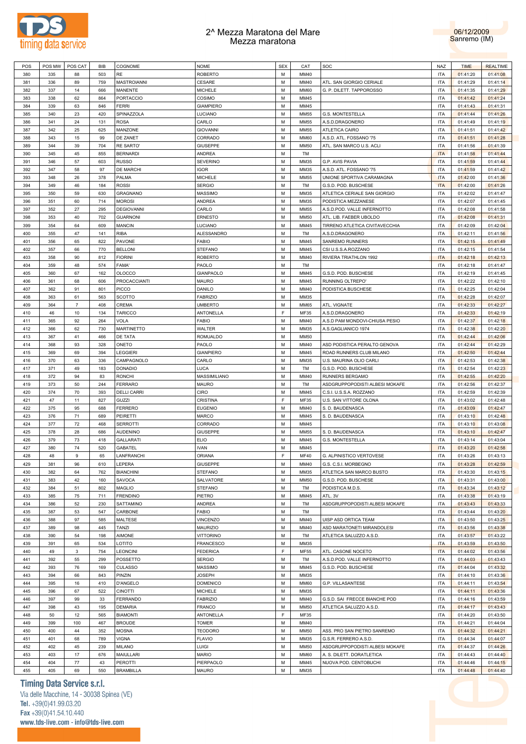# 2^ Mezza Maratona del Mare
## Mezza maratona

06/12/2009
Sanremo (IM)

| POS | POS MW | POS CAT | BIB | COGNOME | NOME | SEX | CAT | SOC | NAZ | TIME | REALTIME |
|---|---|---|---|---|---|---|---|---|---|---|---|
| 380 | 335 | 88 | 503 | RE | ROBERTO | M | MM40 | | ITA | 01:41:20 | 01:41:08 |
| 381 | 336 | 89 | 759 | MASTROIANNI | CESARE | M | MM40 | ATL. SAN GIORGIO CERIALE | ITA | 01:41:29 | 01:41:14 |
| 382 | 337 | 14 | 666 | MANENTE | MICHELE | M | MM60 | G. P. DILETT. TAPPOROSSO | ITA | 01:41:35 | 01:41:29 |
| 383 | 338 | 62 | 864 | PORTACCIO | COSIMO | M | MM45 | | ITA | 01:41:42 | 01:41:24 |
| 384 | 339 | 63 | 846 | FERRI | GIAMPIERO | M | MM45 | | ITA | 01:41:43 | 01:41:31 |
| 385 | 340 | 23 | 420 | SPINAZZOLA | LUCIANO | M | MM55 | G.S. MONTESTELLA | ITA | 01:41:44 | 01:41:26 |
| 386 | 341 | 24 | 131 | ROSA | CARLO | M | MM55 | A.S.D.DRAGONERO | ITA | 01:41:49 | 01:41:19 |
| 387 | 342 | 25 | 625 | MANZONE | GIOVANNI | M | MM55 | ATLETICA CAIRO | ITA | 01:41:51 | 01:41:42 |
| 388 | 343 | 15 | 99 | DE ZANET | CORRADO | M | MM60 | A.S.D. ATL. FOSSANO '75 | ITA | 01:41:51 | 01:41:28 |
| 389 | 344 | 39 | 704 | RE SARTO' | GIUSEPPE | M | MM50 | ATL. SAN MARCO U.S. ACLI | ITA | 01:41:56 | 01:41:39 |
| 390 | 345 | 45 | 855 | BERNARDI | ANDREA | M | TM | | ITA | 01:41:58 | 01:41:44 |
| 391 | 346 | 57 | 603 | RUSSO | SEVERINO | M | MM35 | G.P. AVIS PAVIA | ITA | 01:41:59 | 01:41:44 |
| 392 | 347 | 58 | 97 | DE MARCHI | IGOR | M | MM35 | A.S.D. ATL. FOSSANO '75 | ITA | 01:41:59 | 01:41:42 |
| 393 | 348 | 26 | 378 | PALMA | MICHELE | M | MM55 | UNIONE SPORTIVA CARAMAGNA | ITA | 01:42:00 | 01:41:36 |
| 394 | 349 | 46 | 184 | ROSSI | SERGIO | M | TM | G.S.D. POD. BUSCHESE | ITA | 01:42:00 | 01:41:26 |
| 395 | 350 | 59 | 630 | GRAGNANO | MASSIMO | M | MM35 | ATLETICA CERIALE SAN GIORGIO | ITA | 01:42:02 | 01:41:47 |
| 396 | 351 | 60 | 714 | MOROSI | ANDREA | M | MM35 | PODISTICA MEZZANESE | ITA | 01:42:07 | 01:41:45 |
| 397 | 352 | 27 | 295 | DEGIOVANNI | CARLO | M | MM55 | A.S.D.POD. VALLE INFERNOTTO | ITA | 01:42:08 | 01:41:58 |
| 398 | 353 | 40 | 702 | GUARNONI | ERNESTO | M | MM50 | ATL. LIB. FAEBER UBOLDO | ITA | 01:42:08 | 01:41:31 |
| 399 | 354 | 64 | 609 | MANCIN | LUCIANO | M | MM45 | TIRRENO ATLETICA CIVITAVECCHIA | ITA | 01:42:09 | 01:42:04 |
| 400 | 355 | 47 | 141 | RIBA | ALESSANDRO | M | TM | A.S.D.DRAGONERO | ITA | 01:42:11 | 01:41:56 |
| 401 | 356 | 65 | 822 | PAVONE | FABIO | M | MM45 | SANREMO RUNNERS | ITA | 01:42:15 | 01:41:49 |
| 402 | 357 | 66 | 770 | BELLONI | STEFANO | M | MM45 | CSI U.S.S.A.ROZZANO | ITA | 01:42:15 | 01:41:54 |
| 403 | 358 | 90 | 812 | FIORINI | ROBERTO | M | MM40 | RIVIERA TRIATHLON 1992 | ITA | 01:42:18 | 01:42:13 |
| 404 | 359 | 48 | 574 | FAMA' | PAOLO | M | TM | | ITA | 01:42:18 | 01:41:47 |
| 405 | 360 | 67 | 162 | OLOCCO | GIANPAOLO | M | MM45 | G.S.D. POD. BUSCHESE | ITA | 01:42:19 | 01:41:45 |
| 406 | 361 | 68 | 606 | PROCACCIANTI | MAURO | M | MM45 | RUNNING OLTREPO' | ITA | 01:42:22 | 01:42:10 |
| 407 | 362 | 91 | 801 | PICCO | DANILO | M | MM40 | PODISTICA BUSCHESE | ITA | 01:42:25 | 01:42:04 |
| 408 | 363 | 61 | 563 | SCOTTO | FABRIZIO | M | MM35 | | ITA | 01:42:28 | 01:42:07 |
| 409 | 364 | 7 | 408 | CREMA | UMBERTO | M | MM65 | ATL. VIGNATE | ITA | 01:42:33 | 01:42:27 |
| 410 | 46 | 10 | 134 | TARICCO | ANTONELLA | F | MF35 | A.S.D.DRAGONERO | ITA | 01:42:33 | 01:42:19 |
| 411 | 365 | 92 | 264 | VOLA | FABIO | M | MM40 | A.S.D PAM MONDOVI-CHIUSA PESIO | ITA | 01:42:37 | 01:42:18 |
| 412 | 366 | 62 | 730 | MARTINETTO | WALTER | M | MM35 | A.S.GAGLIANICO 1974 | ITA | 01:42:38 | 01:42:20 |
| 413 | 367 | 41 | 466 | DE TATA | ROMUALDO | M | MM50 | | ITA | 01:42:44 | 01:42:06 |
| 414 | 368 | 93 | 328 | ONETO | PAOLO | M | MM40 | ASD PODISTICA PERALTO GENOVA | ITA | 01:42:44 | 01:42:29 |
| 415 | 369 | 69 | 394 | LEGGIERI | GIANPIERO | M | MM45 | ROAD RUNNERS CLUB MILANO | ITA | 01:42:50 | 01:42:44 |
| 416 | 370 | 63 | 336 | CAMPAGNOLO | CARLO | M | MM35 | U.S. MAURINA OLIO CARLI | ITA | 01:42:53 | 01:42:38 |
| 417 | 371 | 49 | 183 | DONADIO | LUCA | M | TM | G.S.D. POD. BUSCHESE | ITA | 01:42:54 | 01:42:23 |
| 418 | 372 | 94 | 83 | RONCHI | MASSIMILIANO | M | MM40 | RUNNERS BERGAMO | ITA | 01:42:55 | 01:42:20 |
| 419 | 373 | 50 | 244 | FERRARO | MAURO | M | TM | ASDGRUPPOPODISTI ALBESI MOKAFE | ITA | 01:42:56 | 01:42:37 |
| 420 | 374 | 70 | 393 | DELLI CARRI | CIRO | M | MM45 | C.S.I. U.S.S.A. ROZZANO | ITA | 01:42:59 | 01:42:39 |
| 421 | 47 | 11 | 827 | GUZZI | CRISTINA | F | MF35 | U.S. SAN VITTORE OLONA | ITA | 01:43:02 | 01:42:48 |
| 422 | 375 | 95 | 688 | FERRERO | EUGENIO | M | MM40 | S. D. BAUDENASCA | ITA | 01:43:09 | 01:42:47 |
| 423 | 376 | 71 | 689 | PEIRETTI | MARCO | M | MM45 | S. D. BAUDENASCA | ITA | 01:43:10 | 01:42:48 |
| 424 | 377 | 72 | 468 | SERROTTI | CORRADO | M | MM45 | | ITA | 01:43:10 | 01:43:08 |
| 425 | 378 | 28 | 686 | AUDENINO | GIUSEPPE | M | MM55 | S. D. BAUDENASCA | ITA | 01:43:10 | 01:42:47 |
| 426 | 379 | 73 | 418 | GALLARATI | ELIO | M | MM45 | G.S. MONTESTELLA | ITA | 01:43:14 | 01:43:04 |
| 427 | 380 | 74 | 520 | GABATEL | IVAN | M | MM45 | | ITA | 01:43:20 | 01:42:58 |
| 428 | 48 | 9 | 65 | LANFRANCHI | ORIANA | F | MF40 | G. ALPINISTICO VERTOVESE | ITA | 01:43:26 | 01:43:13 |
| 429 | 381 | 96 | 610 | LEPERA | GIUSEPPE | M | MM40 | G.S. C.S.I. MORBEGNO | ITA | 01:43:28 | 01:42:59 |
| 430 | 382 | 64 | 762 | BIANCHINI | STEFANO | M | MM35 | ATLETICA SAN MARCO BUSTO | ITA | 01:43:30 | 01:43:15 |
| 431 | 383 | 42 | 160 | SAVOCA | SALVATORE | M | MM50 | G.S.D. POD. BUSCHESE | ITA | 01:43:31 | 01:43:00 |
| 432 | 384 | 51 | 802 | MAGLIO | STEFANO | M | TM | PODISTICA M.D.S. | ITA | 01:43:34 | 01:43:12 |
| 433 | 385 | 75 | 711 | FRENDINO | PIETRO | M | MM45 | ATL. 3V | ITA | 01:43:38 | 01:43:19 |
| 434 | 386 | 52 | 230 | SATTAMINO | ANDREA | M | TM | ASDGRUPPOPODISTI ALBESI MOKAFE | ITA | 01:43:43 | 01:43:33 |
| 435 | 387 | 53 | 547 | CARBONE | FABIO | M | TM | | ITA | 01:43:44 | 01:43:20 |
| 436 | 388 | 97 | 585 | MALTESE | VINCENZO | M | MM40 | UISP ASD ORTICA TEAM | ITA | 01:43:50 | 01:43:25 |
| 437 | 389 | 98 | 445 | TANZI | MAURIZIO | M | MM40 | ASD MARATONETI MIRANDOLESI | ITA | 01:43:56 | 01:43:38 |
| 438 | 390 | 54 | 198 | AIMONE | VITTORINO | M | TM | ATLETICA SALUZZO A.S.D. | ITA | 01:43:57 | 01:43:22 |
| 439 | 391 | 65 | 534 | LOTITO | FRANCESCO | M | MM35 | | ITA | 01:43:59 | 01:43:50 |
| 440 | 49 | 3 | 754 | LEONCINI | FEDERICA | F | MF55 | ATL. CASONE NOCETO | ITA | 01:44:02 | 01:43:56 |
| 441 | 392 | 55 | 299 | POSSETTO | SERGIO | M | TM | A.S.D.POD. VALLE INFERNOTTO | ITA | 01:44:03 | 01:43:43 |
| 442 | 393 | 76 | 169 | CULASSO | MASSIMO | M | MM45 | G.S.D. POD. BUSCHESE | ITA | 01:44:04 | 01:43:32 |
| 443 | 394 | 66 | 843 | PINZIN | JOSEPH | M | MM35 | | ITA | 01:44:10 | 01:43:36 |
| 444 | 395 | 16 | 410 | D'ANGELO | DOMENICO | M | MM60 | G.P. VILLASANTESE | ITA | 01:44:11 | 01:43:54 |
| 445 | 396 | 67 | 522 | CINOTTI | MICHELE | M | MM35 | | ITA | 01:44:11 | 01:43:36 |
| 446 | 397 | 99 | 33 | FERRANDO | FABRIZIO | M | MM40 | G.S.D. SAI FRECCE BIANCHE POD | ITA | 01:44:16 | 01:43:59 |
| 447 | 398 | 43 | 195 | DEMARIA | FRANCO | M | MM50 | ATLETICA SALUZZO A.S.D. | ITA | 01:44:17 | 01:43:43 |
| 448 | 50 | 12 | 565 | BIAMONTI | ANTONELLA | F | MF35 | | ITA | 01:44:20 | 01:43:50 |
| 449 | 399 | 100 | 467 | BROUDE | TOMER | M | MM40 | | ITA | 01:44:21 | 01:44:04 |
| 450 | 400 | 44 | 352 | MOSNA | TEODORO | M | MM50 | ASS. PRO SAN PIETRO SANREMO | ITA | 01:44:32 | 01:44:21 |
| 451 | 401 | 68 | 789 | VIGNA | FLAVIO | M | MM35 | G.S.R. FERRERO A.S.D. | ITA | 01:44:34 | 01:44:07 |
| 452 | 402 | 45 | 239 | MILANO | LUIGI | M | MM50 | ASDGRUPPOPODISTI ALBESI MOKAFE | ITA | 01:44:37 | 01:44:26 |
| 453 | 403 | 17 | 676 | MAIULLARI | MARIO | M | MM60 | A. S. DILETT. DORATLETICA | ITA | 01:44:43 | 01:44:40 |
| 454 | 404 | 77 | 43 | PEROTTI | PIERPAOLO | M | MM45 | NUOVA POD. CENTOBUCHI | ITA | 01:44:46 | 01:44:15 |
| 455 | 405 | 69 | 550 | BRAMBILLA | MAURO | M | MM35 | | ITA | 01:44:48 | 01:44:40 |

**Timing Data Service s.r.l.**
Via delle Macchine, 14 - 30038 Spinea (VE)
Tel. +39(0)41.99.03.20
Fax +39(0)41.54.10.440
www.tds-live.com - info@tds-live.com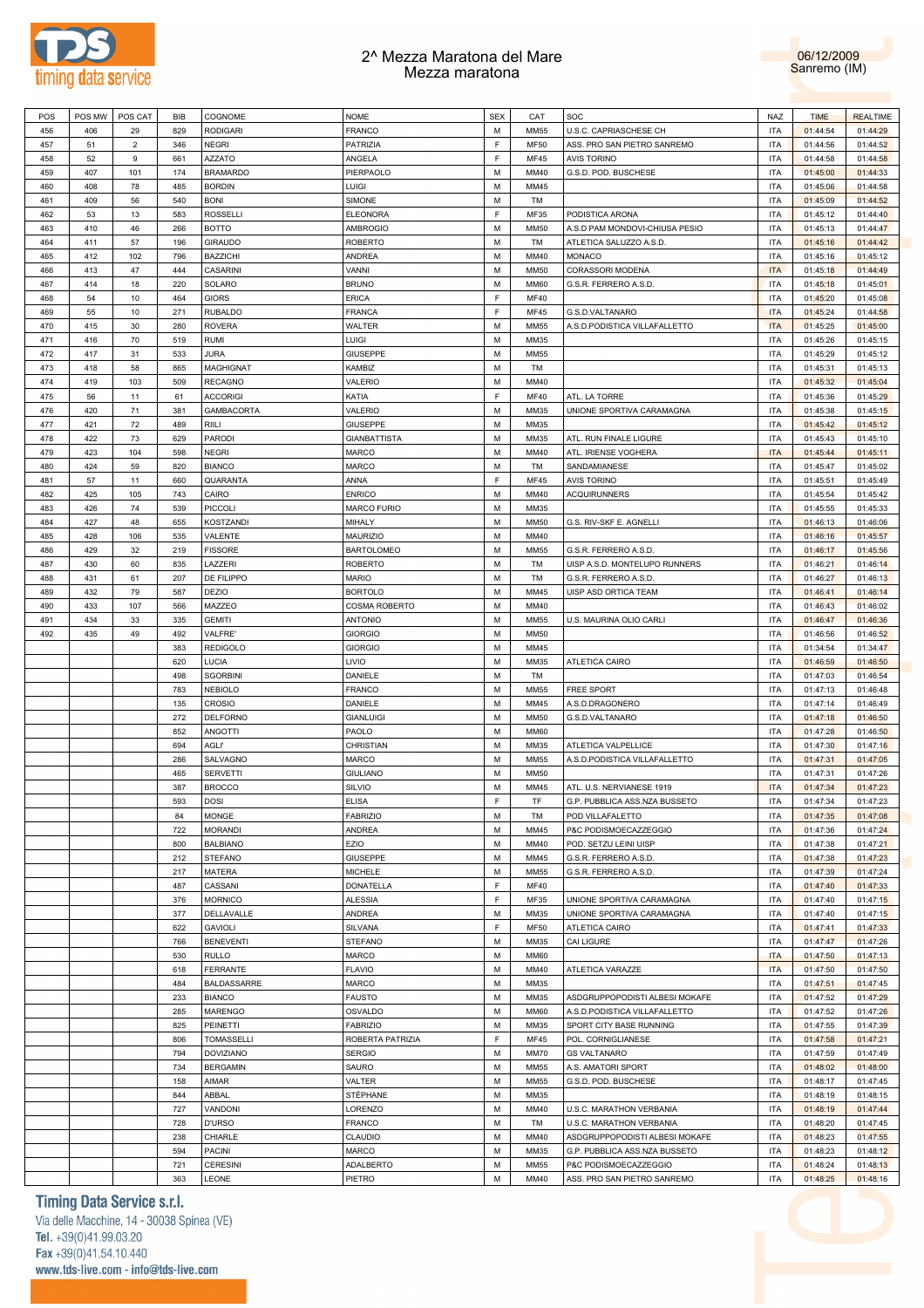# 2^ Mezza Maratona del Mare
## Mezza maratona

06/12/2009
Sanremo (IM)

| POS | POS MW | POS CAT | BIB | COGNOME | NOME | SEX | CAT | SOC | NAZ | TIME | REALTIME |
|---|---|---|---|---|---|---|---|---|---|---|---|
| 456 | 406 | 29 | 829 | RODIGARI | FRANCO | M | MM55 | U.S.C. CAPRIASCHESE CH | ITA | 01:44:54 | 01:44:29 |
| 457 | 51 | 2 | 346 | NEGRI | PATRIZIA | F | MF50 | ASS. PRO SAN PIETRO SANREMO | ITA | 01:44:56 | 01:44:52 |
| 458 | 52 | 9 | 661 | AZZATO | ANGELA | F | MF45 | AVIS TORINO | ITA | 01:44:58 | 01:44:58 |
| 459 | 407 | 101 | 174 | BRAMARDO | PIERPAOLO | M | MM40 | G.S.D. POD. BUSCHESE | ITA | 01:45:00 | 01:44:33 |
| 460 | 408 | 78 | 485 | BORDIN | LUIGI | M | MM45 | | ITA | 01:45:06 | 01:44:58 |
| 461 | 409 | 56 | 540 | BONI | SIMONE | M | TM | | ITA | 01:45:09 | 01:44:52 |
| 462 | 53 | 13 | 583 | ROSSELLI | ELEONORA | F | MF35 | PODISTICA ARONA | ITA | 01:45:12 | 01:44:40 |
| 463 | 410 | 46 | 266 | BOTTO | AMBROGIO | M | MM50 | A.S.D PAM MONDOVI-CHIUSA PESIO | ITA | 01:45:13 | 01:44:47 |
| 464 | 411 | 57 | 196 | GIRAUDO | ROBERTO | M | TM | ATLETICA SALUZZO A.S.D. | ITA | 01:45:16 | 01:44:42 |
| 465 | 412 | 102 | 796 | BAZZICHI | ANDREA | M | MM40 | MONACO | ITA | 01:45:16 | 01:45:12 |
| 466 | 413 | 47 | 444 | CASARINI | VANNI | M | MM50 | CORASSORI MODENA | ITA | 01:45:18 | 01:44:49 |
| 467 | 414 | 18 | 220 | SOLARO | BRUNO | M | MM60 | G.S.R. FERRERO A.S.D. | ITA | 01:45:18 | 01:45:01 |
| 468 | 54 | 10 | 464 | GIORS | ERICA | F | MF40 | | ITA | 01:45:20 | 01:45:08 |
| 469 | 55 | 10 | 271 | RUBALDO | FRANCA | F | MF45 | G.S.D.VALTANARO | ITA | 01:45:24 | 01:44:58 |
| 470 | 415 | 30 | 280 | ROVERA | WALTER | M | MM55 | A.S.D.PODISTICA VILLAFALLETTO | ITA | 01:45:25 | 01:45:00 |
| 471 | 416 | 70 | 519 | RUMI | LUIGI | M | MM35 | | ITA | 01:45:26 | 01:45:15 |
| 472 | 417 | 31 | 533 | JURA | GIUSEPPE | M | MM55 | | ITA | 01:45:29 | 01:45:12 |
| 473 | 418 | 58 | 865 | MAGHIGNAT | KAMBIZ | M | TM | | ITA | 01:45:31 | 01:45:13 |
| 474 | 419 | 103 | 509 | RECAGNO | VALERIO | M | MM40 | | ITA | 01:45:32 | 01:45:04 |
| 475 | 56 | 11 | 61 | ACCORIGI | KATIA | F | MF40 | ATL. LA TORRE | ITA | 01:45:36 | 01:45:29 |
| 476 | 420 | 71 | 381 | GAMBACORTA | VALERIO | M | MM35 | UNIONE SPORTIVA CARAMAGNA | ITA | 01:45:38 | 01:45:15 |
| 477 | 421 | 72 | 489 | RIILI | GIUSEPPE | M | MM35 | | ITA | 01:45:42 | 01:45:12 |
| 478 | 422 | 73 | 629 | PARODI | GIANBATTISTA | M | MM35 | ATL. RUN FINALE LIGURE | ITA | 01:45:43 | 01:45:10 |
| 479 | 423 | 104 | 598 | NEGRI | MARCO | M | MM40 | ATL. IRIENSE VOGHERA | ITA | 01:45:44 | 01:45:11 |
| 480 | 424 | 59 | 820 | BIANCO | MARCO | M | TM | SANDAMIANESE | ITA | 01:45:47 | 01:45:02 |
| 481 | 57 | 11 | 660 | QUARANTA | ANNA | F | MF45 | AVIS TORINO | ITA | 01:45:51 | 01:45:49 |
| 482 | 425 | 105 | 743 | CAIRO | ENRICO | M | MM40 | ACQUIRUNNERS | ITA | 01:45:54 | 01:45:42 |
| 483 | 426 | 74 | 539 | PICCOLI | MARCO FURIO | M | MM35 | | ITA | 01:45:55 | 01:45:33 |
| 484 | 427 | 48 | 655 | KOSTZANDI | MIHALY | M | MM50 | G.S. RIV-SKF E. AGNELLI | ITA | 01:46:13 | 01:46:06 |
| 485 | 428 | 106 | 535 | VALENTE | MAURIZIO | M | MM40 | | ITA | 01:46:16 | 01:45:57 |
| 486 | 429 | 32 | 219 | FISSORE | BARTOLOMEO | M | MM55 | G.S.R. FERRERO A.S.D. | ITA | 01:46:17 | 01:45:56 |
| 487 | 430 | 60 | 835 | LAZZERI | ROBERTO | M | TM | UISP A.S.D. MONTELUPO RUNNERS | ITA | 01:46:21 | 01:46:14 |
| 488 | 431 | 61 | 207 | DE FILIPPO | MARIO | M | TM | G.S.R. FERRERO A.S.D. | ITA | 01:46:27 | 01:46:13 |
| 489 | 432 | 79 | 587 | DEZIO | BORTOLO | M | MM45 | UISP ASD ORTICA TEAM | ITA | 01:46:41 | 01:46:14 |
| 490 | 433 | 107 | 566 | MAZZEO | COSMA ROBERTO | M | MM40 | | ITA | 01:46:43 | 01:46:02 |
| 491 | 434 | 33 | 335 | GEMITI | ANTONIO | M | MM55 | U.S. MAURINA OLIO CARLI | ITA | 01:46:47 | 01:46:36 |
| 492 | 435 | 49 | 492 | VALFRE' | GIORGIO | M | MM50 | | ITA | 01:46:56 | 01:46:52 |
| | | | 383 | REDIGOLO | GIORGIO | M | MM45 | | ITA | 01:34:54 | 01:34:47 |
| | | | 620 | LUCIA | LIVIO | M | MM35 | ATLETICA CAIRO | ITA | 01:46:59 | 01:46:50 |
| | | | 498 | SGORBINI | DANIELE | M | TM | | ITA | 01:47:03 | 01:46:54 |
| | | | 783 | NEBIOLO | FRANCO | M | MM55 | FREE SPORT | ITA | 01:47:13 | 01:46:48 |
| | | | 135 | CROSIO | DANIELE | M | MM45 | A.S.D.DRAGONERO | ITA | 01:47:14 | 01:46:49 |
| | | | 272 | DELFORNO | GIANLUIGI | M | MM50 | G.S.D.VALTANARO | ITA | 01:47:18 | 01:46:50 |
| | | | 852 | ANGOTTI | PAOLO | M | MM60 | | ITA | 01:47:28 | 01:46:50 |
| | | | 694 | AGLI' | CHRISTIAN | M | MM35 | ATLETICA VALPELLICE | ITA | 01:47:30 | 01:47:16 |
| | | | 286 | SALVAGNO | MARCO | M | MM55 | A.S.D.PODISTICA VILLAFALLETTO | ITA | 01:47:31 | 01:47:05 |
| | | | 465 | SERVETTI | GIULIANO | M | MM50 | | ITA | 01:47:31 | 01:47:26 |
| | | | 387 | BROCCO | SILVIO | M | MM45 | ATL. U.S. NERVIANESE 1919 | ITA | 01:47:34 | 01:47:23 |
| | | | 593 | DOSI | ELISA | F | TF | G.P. PUBBLICA ASS.NZA BUSSETO | ITA | 01:47:34 | 01:47:23 |
| | | | 84 | MONGE | FABRIZIO | M | TM | POD VILLAFALETTO | ITA | 01:47:35 | 01:47:08 |
| | | | 722 | MORANDI | ANDREA | M | MM45 | P&C PODISMOECAZZEGGIO | ITA | 01:47:36 | 01:47:24 |
| | | | 800 | BALBIANO | EZIO | M | MM40 | POD. SETZU LEINI UISP | ITA | 01:47:38 | 01:47:21 |
| | | | 212 | STEFANO | GIUSEPPE | M | MM45 | G.S.R. FERRERO A.S.D. | ITA | 01:47:38 | 01:47:23 |
| | | | 217 | MATERA | MICHELE | M | MM55 | G.S.R. FERRERO A.S.D. | ITA | 01:47:39 | 01:47:24 |
| | | | 487 | CASSANI | DONATELLA | F | MF40 | | ITA | 01:47:40 | 01:47:33 |
| | | | 376 | MORNICO | ALESSIA | F | MF35 | UNIONE SPORTIVA CARAMAGNA | ITA | 01:47:40 | 01:47:15 |
| | | | 377 | DELLAVALLE | ANDREA | M | MM35 | UNIONE SPORTIVA CARAMAGNA | ITA | 01:47:40 | 01:47:15 |
| | | | 622 | GAVIOLI | SILVANA | F | MF50 | ATLETICA CAIRO | ITA | 01:47:41 | 01:47:33 |
| | | | 766 | BENEVENTI | STEFANO | M | MM35 | CAI LIGURE | ITA | 01:47:47 | 01:47:26 |
| | | | 530 | RULLO | MARCO | M | MM60 | | ITA | 01:47:50 | 01:47:13 |
| | | | 618 | FERRANTE | FLAVIO | M | MM40 | ATLETICA VARAZZE | ITA | 01:47:50 | 01:47:50 |
| | | | 484 | BALDASSARRE | MARCO | M | MM35 | | ITA | 01:47:51 | 01:47:45 |
| | | | 233 | BIANCO | FAUSTO | M | MM35 | ASDGRUPPOPODISTI ALBESI MOKAFE | ITA | 01:47:52 | 01:47:29 |
| | | | 285 | MARENGO | OSVALDO | M | MM60 | A.S.D.PODISTICA VILLAFALLETTO | ITA | 01:47:52 | 01:47:26 |
| | | | 825 | PEINETTI | FABRIZIO | M | MM35 | SPORT CITY BASE RUNNING | ITA | 01:47:55 | 01:47:39 |
| | | | 806 | TOMASSELLI | ROBERTA PATRIZIA | F | MF45 | POL. CORNIGLIANESE | ITA | 01:47:58 | 01:47:21 |
| | | | 794 | DOVIZIANO | SERGIO | M | MM70 | GS VALTANARO | ITA | 01:47:59 | 01:47:49 |
| | | | 734 | BERGAMIN | SAURO | M | MM55 | A.S. AMATORI SPORT | ITA | 01:48:02 | 01:48:00 |
| | | | 158 | AIMAR | VALTER | M | MM55 | G.S.D. POD. BUSCHESE | ITA | 01:48:17 | 01:47:45 |
| | | | 844 | ABBAL | STÉPHANE | M | MM35 | | ITA | 01:48:19 | 01:48:15 |
| | | | 727 | VANDONI | LORENZO | M | MM40 | U.S.C. MARATHON VERBANIA | ITA | 01:48:19 | 01:47:44 |
| | | | 728 | D'URSO | FRANCO | M | TM | U.S.C. MARATHON VERBANIA | ITA | 01:48:20 | 01:47:45 |
| | | | 238 | CHIARLE | CLAUDIO | M | MM40 | ASDGRUPPOPODISTI ALBESI MOKAFE | ITA | 01:48:23 | 01:47:55 |
| | | | 594 | PACINI | MARCO | M | MM35 | G.P. PUBBLICA ASS.NZA BUSSETO | ITA | 01:48:23 | 01:48:12 |
| | | | 721 | CERESINI | ADALBERTO | M | MM55 | P&C PODISMOECAZZEGGIO | ITA | 01:48:24 | 01:48:13 |
| | | | 363 | LEONE | PIETRO | M | MM40 | ASS. PRO SAN PIETRO SANREMO | ITA | 01:48:25 | 01:48:16 |

**Timing Data Service s.r.l.**
Via delle Macchine, 14 - 30038 Spinea (VE)
Tel. +39(0)41.99.03.20
Fax +39(0)41.54.10.440
www.tds-live.com - info@tds-live.com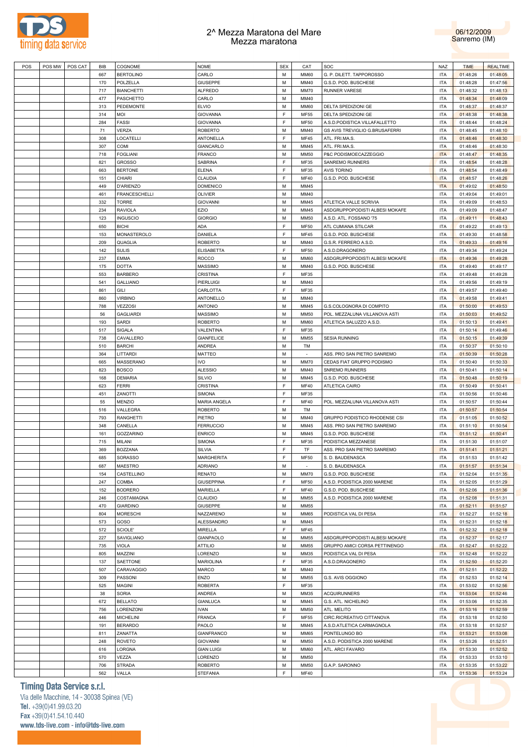# 2^ Mezza Maratona del Mare
## Mezza maratona

06/12/2009
Sanremo (IM)

| POS | POS MW | POS CAT | BIB | COGNOME | NOME | SEX | CAT | SOC | NAZ | TIME | REALTIME |
|---|---|---|---|---|---|---|---|---|---|---|---|
| | | | 667 | BERTOLINO | CARLO | M | MM60 | G. P. DILETT. TAPPOROSSO | ITA | 01:48:26 | 01:48:05 |
| | | | 170 | POLZELLA | GIUSEPPE | M | MM40 | G.S.D. POD. BUSCHESE | ITA | 01:48:28 | 01:47:56 |
| | | | 717 | BIANCHETTI | ALFREDO | M | MM70 | RUNNER VARESE | ITA | 01:48:32 | 01:48:13 |
| | | | 477 | PASCHETTO | CARLO | M | MM40 | | ITA | 01:48:34 | 01:48:09 |
| | | | 313 | PEDEMONTE | ELVIO | M | MM60 | DELTA SPEDIZIONI GE | ITA | 01:48:37 | 01:48:37 |
| | | | 314 | MOI | GIOVANNA | F | MF55 | DELTA SPEDIZIONI GE | ITA | 01:48:38 | 01:48:38 |
| | | | 284 | FASSI | GIOVANNA | F | MF50 | A.S.D.PODISTICA VILLAFALLETTO | ITA | 01:48:44 | 01:48:24 |
| | | | 71 | VERZA | ROBERTO | M | MM40 | GS AVIS TREVIGLIO G.BRUSAFERRI | ITA | 01:48:45 | 01:48:10 |
| | | | 308 | LOCATELLI | ANTONELLA | F | MF45 | ATL. FRI.MA.S. | ITA | 01:48:46 | 01:48:30 |
| | | | 307 | COMI | GIANCARLO | M | MM45 | ATL. FRI.MA.S. | ITA | 01:48:46 | 01:48:30 |
| | | | 718 | FOGLIANI | FRANCO | M | MM50 | P&C PODISMOECAZZEGGIO | ITA | 01:48:47 | 01:48:35 |
| | | | 821 | GROSSO | SABRINA | F | MF35 | SANREMO RUNNERS | ITA | 01:48:54 | 01:48:28 |
| | | | 663 | BERTONE | ELENA | F | MF35 | AVIS TORINO | ITA | 01:48:54 | 01:48:49 |
| | | | 151 | CHIARI | CLAUDIA | F | MF40 | G.S.D. POD. BUSCHESE | ITA | 01:48:57 | 01:48:26 |
| | | | 449 | D'ARIENZO | DOMENICO | M | MM45 | | ITA | 01:49:02 | 01:48:50 |
| | | | 461 | FRANCESCHELLI | OLIVIER | M | MM40 | | ITA | 01:49:04 | 01:49:01 |
| | | | 332 | TORRE | GIOVANNI | M | MM45 | ATLETICA VALLE SCRIVIA | ITA | 01:49:09 | 01:48:53 |
| | | | 234 | RAVIOLA | EZIO | M | MM45 | ASDGRUPPOPODISTI ALBESI MOKAFE | ITA | 01:49:09 | 01:48:47 |
| | | | 123 | INGUSCIO | GIORGIO | M | MM50 | A.S.D. ATL. FOSSANO '75 | ITA | 01:49:11 | 01:48:43 |
| | | | 650 | BICHI | ADA | F | MF50 | ATL CUMIANA STILCAR | ITA | 01:49:22 | 01:49:13 |
| | | | 153 | MONASTEROLO | DANIELA | F | MF45 | G.S.D. POD. BUSCHESE | ITA | 01:49:30 | 01:48:58 |
| | | | 209 | QUAGLIA | ROBERTO | M | MM40 | G.S.R. FERRERO A.S.D. | ITA | 01:49:33 | 01:49:16 |
| | | | 142 | SULIS | ELISABETTA | F | MF50 | A.S.D.DRAGONERO | ITA | 01:49:34 | 01:49:24 |
| | | | 237 | EMMA | ROCCO | M | MM60 | ASDGRUPPOPODISTI ALBESI MOKAFE | ITA | 01:49:36 | 01:49:28 |
| | | | 175 | DOTTA | MASSIMO | M | MM40 | G.S.D. POD. BUSCHESE | ITA | 01:49:40 | 01:49:17 |
| | | | 553 | BARBERO | CRISTINA | F | MF35 | | ITA | 01:49:48 | 01:49:28 |
| | | | 541 | GALLIANO | PIERLUIGI | M | MM40 | | ITA | 01:49:56 | 01:49:19 |
| | | | 861 | GILI | CARLOTTA | F | MF35 | | ITA | 01:49:57 | 01:49:40 |
| | | | 860 | VIRBINO | ANTONELLO | M | MM40 | | ITA | 01:49:58 | 01:49:41 |
| | | | 788 | VEZZOSI | ANTONIO | M | MM45 | G.S.COLOGNORA DI COMPITO | ITA | 01:50:00 | 01:49:53 |
| | | | 56 | GAGLIARDI | MASSIMO | M | MM50 | POL. MEZZALUNA VILLANOVA ASTI | ITA | 01:50:03 | 01:49:52 |
| | | | 193 | SARDI | ROBERTO | M | MM60 | ATLETICA SALUZZO A.S.D. | ITA | 01:50:13 | 01:49:41 |
| | | | 517 | SIGALA | VALENTINA | F | MF35 | | ITA | 01:50:14 | 01:49:46 |
| | | | 738 | CAVALLERO | GIANFELICE | M | MM55 | SESIA RUNNING | ITA | 01:50:15 | 01:49:39 |
| | | | 510 | BARCHI | ANDREA | M | TM | | ITA | 01:50:37 | 01:50:10 |
| | | | 364 | LITTARDI | MATTEO | M | - | ASS. PRO SAN PIETRO SANREMO | ITA | 01:50:39 | 01:50:28 |
| | | | 665 | MASSERANO | IVO | M | MM70 | CEDAS FIAT GRUPPO PODISMO | ITA | 01:50:40 | 01:50:33 |
| | | | 823 | BOSCO | ALESSIO | M | MM40 | SNREMO RUNNERS | ITA | 01:50:41 | 01:50:14 |
| | | | 168 | DEMARIA | SILVIO | M | MM45 | G.S.D. POD. BUSCHESE | ITA | 01:50:48 | 01:50:19 |
| | | | 623 | FERRI | CRISTINA | F | MF40 | ATLETICA CAIRO | ITA | 01:50:49 | 01:50:41 |
| | | | 451 | ZANOTTI | SIMONA | F | MF35 | | ITA | 01:50:56 | 01:50:46 |
| | | | 55 | MENZIO | MARIA ANGELA | F | MF40 | POL. MEZZALUNA VILLANOVA ASTI | ITA | 01:50:57 | 01:50:44 |
| | | | 516 | VALLEGRA | ROBERTO | M | TM | | ITA | 01:50:57 | 01:50:54 |
| | | | 793 | RANGHETTI | PIETRO | M | MM40 | GRUPPO PODISTICO RHODENSE CSI | ITA | 01:51:05 | 01:50:52 |
| | | | 348 | CANELLA | FERRUCCIO | M | MM45 | ASS. PRO SAN PIETRO SANREMO | ITA | 01:51:10 | 01:50:54 |
| | | | 161 | GOZZARINO | ENRICO | M | MM45 | G.S.D. POD. BUSCHESE | ITA | 01:51:12 | 01:50:41 |
| | | | 715 | MILANI | SIMONA | F | MF35 | PODISTICA MEZZANESE | ITA | 01:51:30 | 01:51:07 |
| | | | 369 | BOZZANA | SILVIA | F | TF | ASS. PRO SAN PIETRO SANREMO | ITA | 01:51:41 | 01:51:21 |
| | | | 685 | SORASSO | MARGHERITA | F | MF50 | S. D. BAUDENASCA | ITA | 01:51:53 | 01:51:42 |
| | | | 687 | MAESTRO | ADRIANO | M | - | S. D. BAUDENASCA | ITA | 01:51:57 | 01:51:34 |
| | | | 154 | CASTELLINO | RENATO | M | MM70 | G.S.D. POD. BUSCHESE | ITA | 01:52:04 | 01:51:35 |
| | | | 247 | COMBA | GIUSEPPINA | F | MF50 | A.S.D. PODISTICA 2000 MARENE | ITA | 01:52:05 | 01:51:29 |
| | | | 152 | BODRERO | MARIELLA | F | MF40 | G.S.D. POD. BUSCHESE | ITA | 01:52:06 | 01:51:36 |
| | | | 246 | COSTAMAGNA | CLAUDIO | M | MM55 | A.S.D. PODISTICA 2000 MARENE | ITA | 01:52:08 | 01:51:31 |
| | | | 470 | GIARDINO | GIUSEPPE | M | MM55 | | ITA | 01:52:11 | 01:51:57 |
| | | | 804 | MORESCHI | NAZZARENO | M | MM65 | PODISTICA VAL DI PESA | ITA | 01:52:27 | 01:52:18 |
| | | | 573 | GOSO | ALESSANDRO | M | MM45 | | ITA | 01:52:31 | 01:52:18 |
| | | | 572 | SCIOLE' | MIRELLA | F | MF45 | | ITA | 01:52:32 | 01:52:18 |
| | | | 227 | SAVIGLIANO | GIANPAOLO | M | MM55 | ASDGRUPPOPODISTI ALBESI MOKAFE | ITA | 01:52:37 | 01:52:17 |
| | | | 735 | VIOLA | ATTILIO | M | MM55 | GRUPPO AMICI CORSA PETTINENGO | ITA | 01:52:47 | 01:52:22 |
| | | | 805 | MAZZINI | LORENZO | M | MM35 | PODISTICA VAL DI PESA | ITA | 01:52:48 | 01:52:22 |
| | | | 137 | SAETTONE | MARIOLINA | F | MF35 | A.S.D.DRAGONERO | ITA | 01:52:50 | 01:52:20 |
| | | | 507 | CARAVAGGIO | MARCO | M | MM40 | | ITA | 01:52:51 | 01:52:22 |
| | | | 309 | PASSONI | ENZO | M | MM55 | G.S. AVIS OGGIONO | ITA | 01:52:53 | 01:52:14 |
| | | | 525 | MAGINI | ROBERTA | F | MF35 | | ITA | 01:53:02 | 01:52:56 |
| | | | 38 | SORIA | ANDREA | M | MM35 | ACQUIRUNNERS | ITA | 01:53:04 | 01:52:46 |
| | | | 672 | BELLATO | GIANLUCA | M | MM45 | G.S. ATL. NICHELINO | ITA | 01:53:06 | 01:52:35 |
| | | | 756 | LORENZONI | IVAN | M | MM50 | ATL. MELITO | ITA | 01:53:16 | 01:52:59 |
| | | | 446 | MICHELINI | FRANCA | F | MF55 | CIRC.RICREATIVO CITTANOVA | ITA | 01:53:18 | 01:52:50 |
| | | | 191 | BERARDO | PAOLO | M | MM45 | A.S.D.ATLETICA CARMAGNOLA | ITA | 01:53:18 | 01:52:57 |
| | | | 811 | ZANATTA | GIANFRANCO | M | MM65 | PONTELUNGO BO | ITA | 01:53:21 | 01:53:08 |
| | | | 248 | ROVETO | GIOVANNI | M | MM50 | A.S.D. PODISTICA 2000 MARENE | ITA | 01:53:26 | 01:52:51 |
| | | | 616 | LORGNA | GIAN LUIGI | M | MM60 | ATL. ARCI FAVARO | ITA | 01:53:30 | 01:52:52 |
| | | | 570 | VEZZA | LORENZO | M | MM50 | | ITA | 01:53:33 | 01:53:10 |
| | | | 706 | STRADA | ROBERTO | M | MM50 | G.A.P. SARONNO | ITA | 01:53:35 | 01:53:22 |
| | | | 562 | VALLA | STEFANIA | F | MF40 | | ITA | 01:53:36 | 01:53:24 |

**Timing Data Service s.r.l.**
Via delle Macchine, 14 - 30038 Spinea (VE)
Tel. +39(0)41.99.03.20
Fax +39(0)41.54.10.440
www.tds-live.com - info@tds-live.com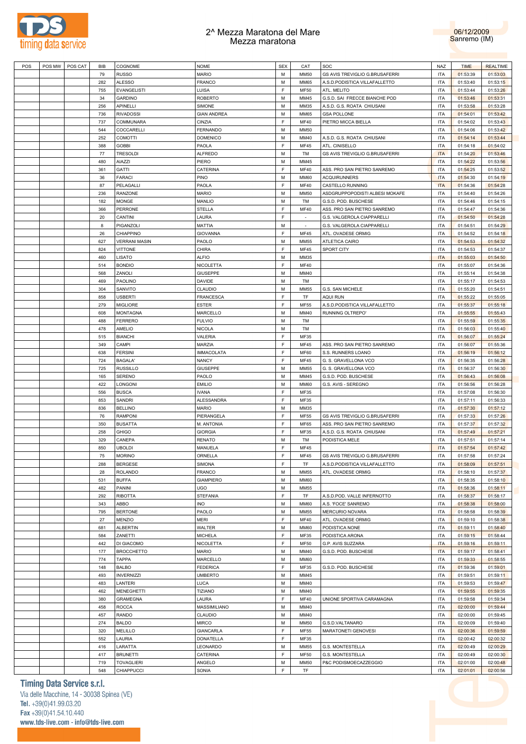# 2^ Mezza Maratona del Mare
## Mezza maratona

06/12/2009
Sanremo (IM)

| POS | POS MW | POS CAT | BIB | COGNOME | NOME | SEX | CAT | SOC | NAZ | TIME | REALTIME |
|---|---|---|---|---|---|---|---|---|---|---|---|
| | | | 79 | RUSSO | MARIO | M | MM50 | GS AVIS TREVIGLIO G.BRUSAFERRI | ITA | 01:53:39 | 01:53:03 |
| | | | 282 | ALESSO | FRANCO | M | MM65 | A.S.D.PODISTICA VILLAFALLETTO | ITA | 01:53:40 | 01:53:15 |
| | | | 755 | EVANGELISTI | LUISA | F | MF50 | ATL. MELITO | ITA | 01:53:44 | 01:53:26 |
| | | | 34 | GARDINO | ROBERTO | M | MM45 | G.S.D. SAI FRECCE BIANCHE POD | ITA | 01:53:46 | 01:53:31 |
| | | | 256 | APINELLI | SIMONE | M | MM35 | A.S.D. G.S. ROATA CHIUSANI | ITA | 01:53:58 | 01:53:28 |
| | | | 736 | RIVADOSSI | GIAN ANDREA | M | MM65 | GSA POLLONE | ITA | 01:54:01 | 01:53:42 |
| | | | 737 | COMMUNARA | CINZIA | F | MF40 | PIETRO MICCA BIELLA | ITA | 01:54:02 | 01:53:43 |
| | | | 544 | COCCARELLI | FERNANDO | M | MM50 | | ITA | 01:54:06 | 01:53:42 |
| | | | 252 | COMOTTI | DOMENICO | M | MM40 | A.S.D. G.S. ROATA CHIUSANI | ITA | 01:54:14 | 01:53:44 |
| | | | 388 | GOBBI | PAOLA | F | MF45 | ATL. CINISELLO | ITA | 01:54:18 | 01:54:02 |
| | | | 77 | TRESOLDI | ALFREDO | M | TM | GS AVIS TREVIGLIO G.BRUSAFERRI | ITA | 01:54:20 | 01:53:46 |
| | | | 480 | AIAZZI | PIERO | M | MM45 | | ITA | 01:54:22 | 01:53:56 |
| | | | 361 | GATTI | CATERINA | F | MF40 | ASS. PRO SAN PIETRO SANREMO | ITA | 01:54:25 | 01:53:52 |
| | | | 36 | FARACI | PINO | M | MM60 | ACQUIRUNNERS | ITA | 01:54:30 | 01:54:19 |
| | | | 87 | PELAGALLI | PAOLA | F | MF40 | CASTELLO RUNNING | ITA | 01:54:36 | 01:54:28 |
| | | | 236 | RANZONE | MARIO | M | MM50 | ASDGRUPPOPODISTI ALBESI MOKAFE | ITA | 01:54:40 | 01:54:26 |
| | | | 182 | MONGE | MANLIO | M | TM | G.S.D. POD. BUSCHESE | ITA | 01:54:46 | 01:54:15 |
| | | | 366 | PERRONE | STELLA | F | MF40 | ASS. PRO SAN PIETRO SANREMO | ITA | 01:54:47 | 01:54:36 |
| | | | 20 | CANTINI | LAURA | F | - | G.S. VALGEROLA CIAPPARELLI | ITA | 01:54:50 | 01:54:28 |
| | | | 8 | PIGANZOLI | MATTIA | M | - | G.S. VALGEROLA CIAPPARELLI | ITA | 01:54:51 | 01:54:29 |
| | | | 26 | CHIAPPINO | GIOVANNA | F | MF45 | ATL. OVADESE ORMIG | ITA | 01:54:52 | 01:54:18 |
| | | | 627 | VERRANI MASIN | PAOLO | M | MM55 | ATLETICA CAIRO | ITA | 01:54:53 | 01:54:32 |
| | | | 824 | VITTONE | CHIRA | F | MF45 | SPORT CITY | ITA | 01:54:53 | 01:54:37 |
| | | | 460 | LISATO | ALFIO | M | MM35 | | ITA | 01:55:03 | 01:54:50 |
| | | | 514 | BONDIO | NICOLETTA | F | MF40 | | ITA | 01:55:07 | 01:54:36 |
| | | | 568 | ZANOLI | GIUSEPPE | M | MM40 | | ITA | 01:55:14 | 01:54:38 |
| | | | 469 | PAOLINO | DAVIDE | M | TM | | ITA | 01:55:17 | 01:54:53 |
| | | | 304 | SANVITO | CLAUDIO | M | MM55 | G.S. SAN MICHELE | ITA | 01:55:20 | 01:54:51 |
| | | | 858 | USBERTI | FRANCESCA | F | TF | AQUI RUN | ITA | 01:55:22 | 01:55:05 |
| | | | 279 | MIGLIORE | ESTER | F | MF55 | A.S.D.PODISTICA VILLAFALLETTO | ITA | 01:55:37 | 01:55:18 |
| | | | 608 | MONTAGNA | MARCELLO | M | MM40 | RUNNING OLTREPO' | ITA | 01:55:55 | 01:55:43 |
| | | | 488 | FERRERO | FULVIO | M | TM | | ITA | 01:55:59 | 01:55:35 |
| | | | 478 | AMELIO | NICOLA | M | TM | | ITA | 01:56:03 | 01:55:40 |
| | | | 515 | BIANCHI | VALERIA | F | MF35 | | ITA | 01:56:07 | 01:55:24 |
| | | | 349 | CAMPI | MARZIA | F | MF45 | ASS. PRO SAN PIETRO SANREMO | ITA | 01:56:07 | 01:55:36 |
| | | | 638 | FERSINI | IMMACOLATA | F | MF60 | S.S. RUNNERS LOANO | ITA | 01:56:19 | 01:56:12 |
| | | | 724 | BAGALA' | NANCY | F | MF45 | G. S. GRAVELLONA VCO | ITA | 01:56:35 | 01:56:28 |
| | | | 725 | RUSSILLO | GIUSEPPE | M | MM55 | G. S. GRAVELLONA VCO | ITA | 01:56:37 | 01:56:30 |
| | | | 165 | SERENO | PAOLO | M | MM45 | G.S.D. POD. BUSCHESE | ITA | 01:56:43 | 01:56:08 |
| | | | 422 | LONGONI | EMILIO | M | MM60 | G.S. AVIS - SEREGNO | ITA | 01:56:56 | 01:56:28 |
| | | | 556 | BUSCA | IVANA | F | MF35 | | ITA | 01:57:08 | 01:56:30 |
| | | | 853 | SANDRI | ALESSANDRA | F | MF35 | | ITA | 01:57:11 | 01:56:33 |
| | | | 836 | BELLINO | MARIO | M | MM35 | | ITA | 01:57:30 | 01:57:12 |
| | | | 76 | RAMPONI | PIERANGELA | F | MF55 | GS AVIS TREVIGLIO G.BRUSAFERRI | ITA | 01:57:33 | 01:57:26 |
| | | | 350 | BUSATTA | M. ANTONIA | F | MF65 | ASS. PRO SAN PIETRO SANREMO | ITA | 01:57:37 | 01:57:32 |
| | | | 258 | GHIGO | GIORGIA | F | MF35 | A.S.D. G.S. ROATA CHIUSANI | ITA | 01:57:49 | 01:57:21 |
| | | | 329 | CANEPA | RENATO | M | TM | PODISTICA MELE | ITA | 01:57:51 | 01:57:14 |
| | | | 850 | UBOLDI | MANUELA | F | MF45 | | ITA | 01:57:54 | 01:57:42 |
| | | | 75 | MORINO | ORNELLA | F | MF45 | GS AVIS TREVIGLIO G.BRUSAFERRI | ITA | 01:57:58 | 01:57:24 |
| | | | 288 | BERGESE | SIMONA | F | TF | A.S.D.PODISTICA VILLAFALLETTO | ITA | 01:58:09 | 01:57:51 |
| | | | 28 | ROLANDO | FRANCO | M | MM55 | ATL. OVADESE ORMIG | ITA | 01:58:10 | 01:57:37 |
| | | | 531 | BUFFA | GIAMPIERO | M | MM60 | | ITA | 01:58:35 | 01:58:10 |
| | | | 482 | PANINI | UGO | M | MM55 | | ITA | 01:58:36 | 01:58:11 |
| | | | 292 | RIBOTTA | STEFANIA | F | TF | A.S.D.POD. VALLE INFERNOTTO | ITA | 01:58:37 | 01:58:17 |
| | | | 343 | ABBO | INO | M | MM60 | A.S. 'FOCE' SANREMO | ITA | 01:58:38 | 01:58:00 |
| | | | 795 | BERTONE | PAOLO | M | MM55 | MERCURIO NOVARA | ITA | 01:58:58 | 01:58:39 |
| | | | 27 | MENZIO | MERI | F | MF40 | ATL. OVADESE ORMIG | ITA | 01:59:10 | 01:58:38 |
| | | | 681 | ALBERTIN | WALTER | M | MM60 | PODISTICA NONE | ITA | 01:59:11 | 01:58:40 |
| | | | 584 | ZANETTI | MICHELA | F | MF35 | PODISTICA ARONA | ITA | 01:59:15 | 01:58:44 |
| | | | 442 | DI GIACOMO | NICOLETTA | F | MF50 | G.P. AVIS SUZZARA | ITA | 01:59:16 | 01:59:11 |
| | | | 177 | BROCCHETTO | MARIO | M | MM40 | G.S.D. POD. BUSCHESE | ITA | 01:59:17 | 01:58:41 |
| | | | 774 | TAPPA | MARCELLO | M | MM60 | | ITA | 01:59:33 | 01:58:55 |
| | | | 148 | BALBO | FEDERICA | F | MF35 | G.S.D. POD. BUSCHESE | ITA | 01:59:36 | 01:59:01 |
| | | | 493 | INVERNIZZI | UMBERTO | M | MM45 | | ITA | 01:59:51 | 01:59:11 |
| | | | 483 | LANTERI | LUCA | M | MM40 | | ITA | 01:59:53 | 01:59:47 |
| | | | 462 | MENEGHETTI | TIZIANO | M | MM40 | | ITA | 01:59:55 | 01:59:35 |
| | | | 380 | GRAMEGNA | LAURA | F | MF40 | UNIONE SPORTIVA CARAMAGNA | ITA | 01:59:58 | 01:59:34 |
| | | | 458 | ROCCA | MASSIMILIANO | M | MM40 | | ITA | 02:00:00 | 01:59:44 |
| | | | 457 | RANDO | CLAUDIO | M | MM40 | | ITA | 02:00:00 | 01:59:45 |
| | | | 274 | BALDO | MIRCO | M | MM50 | G.S.D.VALTANARO | ITA | 02:00:09 | 01:59:40 |
| | | | 320 | MELILLO | GIANCARLA | F | MF55 | MARATONETI GENOVESI | ITA | 02:00:36 | 01:59:59 |
| | | | 552 | LAURIA | DONATELLA | F | MF35 | | ITA | 02:00:42 | 02:00:32 |
| | | | 416 | LARATTA | LEONARDO | M | MM55 | G.S. MONTESTELLA | ITA | 02:00:49 | 02:00:29 |
| | | | 417 | BRUNETTI | CATERINA | F | MF50 | G.S. MONTESTELLA | ITA | 02:00:49 | 02:00:30 |
| | | | 719 | TOVAGLIERI | ANGELO | M | MM50 | P&C PODISMOECAZZEGGIO | ITA | 02:01:00 | 02:00:48 |
| | | | 548 | CHIAPPUCCI | SONIA | F | TF | | ITA | 02:01:01 | 02:00:56 |

**Timing Data Service s.r.l.**
Via delle Macchine, 14 - 30038 Spinea (VE)
Tel. +39(0)41.99.03.20
Fax +39(0)41.54.10.440
www.tds-live.com - info@tds-live.com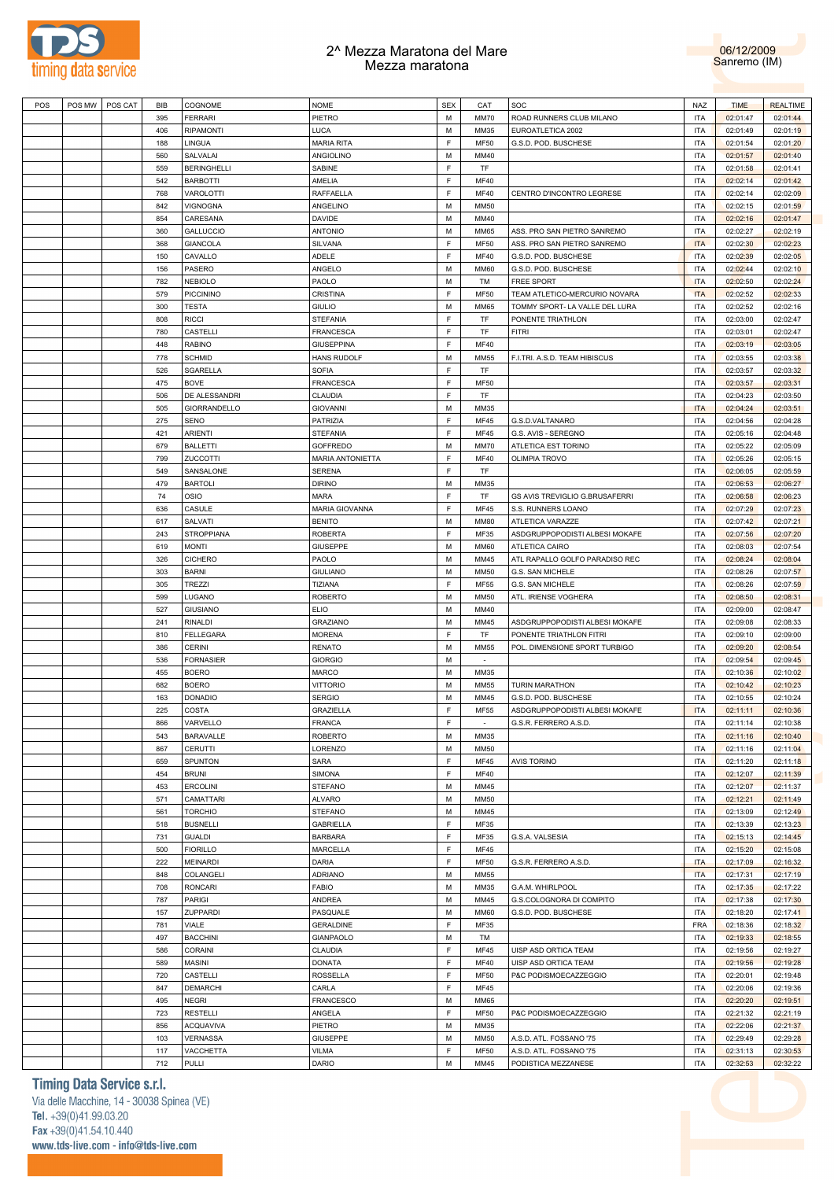# 2^ Mezza Maratona del Mare
## Mezza maratona

06/12/2009
Sanremo (IM)

| POS | POS MW | POS CAT | BIB | COGNOME | NOME | SEX | CAT | SOC | NAZ | TIME | REALTIME |
|---|---|---|---|---|---|---|---|---|---|---|---|
| | | | 395 | FERRARI | PIETRO | M | MM70 | ROAD RUNNERS CLUB MILANO | ITA | 02:01:47 | 02:01:44 |
| | | | 406 | RIPAMONTI | LUCA | M | MM35 | EUROATLETICA 2002 | ITA | 02:01:49 | 02:01:19 |
| | | | 188 | LINGUA | MARIA RITA | F | MF50 | G.S.D. POD. BUSCHESE | ITA | 02:01:54 | 02:01:20 |
| | | | 560 | SALVALAI | ANGIOLINO | M | MM40 | | ITA | 02:01:57 | 02:01:40 |
| | | | 559 | BERINGHELLI | SABINE | F | TF | | ITA | 02:01:58 | 02:01:41 |
| | | | 542 | BARBOTTI | AMELIA | F | MF40 | | ITA | 02:02:14 | 02:01:42 |
| | | | 768 | VAROLOTTI | RAFFAELLA | F | MF40 | CENTRO D'INCONTRO LEGRESE | ITA | 02:02:14 | 02:02:09 |
| | | | 842 | VIGNOGNA | ANGELINO | M | MM50 | | ITA | 02:02:15 | 02:01:59 |
| | | | 854 | CARESANA | DAVIDE | M | MM40 | | ITA | 02:02:16 | 02:01:47 |
| | | | 360 | GALLUCCIO | ANTONIO | M | MM65 | ASS. PRO SAN PIETRO SANREMO | ITA | 02:02:27 | 02:02:19 |
| | | | 368 | GIANCOLA | SILVANA | F | MF50 | ASS. PRO SAN PIETRO SANREMO | ITA | 02:02:30 | 02:02:23 |
| | | | 150 | CAVALLO | ADELE | F | MF40 | G.S.D. POD. BUSCHESE | ITA | 02:02:39 | 02:02:05 |
| | | | 156 | PASERO | ANGELO | M | MM60 | G.S.D. POD. BUSCHESE | ITA | 02:02:44 | 02:02:10 |
| | | | 782 | NEBIOLO | PAOLO | M | TM | FREE SPORT | ITA | 02:02:50 | 02:02:24 |
| | | | 579 | PICCININO | CRISTINA | F | MF50 | TEAM ATLETICO-MERCURIO NOVARA | ITA | 02:02:52 | 02:02:33 |
| | | | 300 | TESTA | GIULIO | M | MM65 | TOMMY SPORT- LA VALLE DEL LURA | ITA | 02:02:52 | 02:02:16 |
| | | | 808 | RICCI | STEFANIA | F | TF | PONENTE TRIATHLON | ITA | 02:03:00 | 02:02:47 |
| | | | 780 | CASTELLI | FRANCESCA | F | TF | FITRI | ITA | 02:03:01 | 02:02:47 |
| | | | 448 | RABINO | GIUSEPPINA | F | MF40 | | ITA | 02:03:19 | 02:03:05 |
| | | | 778 | SCHMID | HANS RUDOLF | M | MM55 | F.I.TRI. A.S.D. TEAM HIBISCUS | ITA | 02:03:55 | 02:03:38 |
| | | | 526 | SGARELLA | SOFIA | F | TF | | ITA | 02:03:57 | 02:03:32 |
| | | | 475 | BOVE | FRANCESCA | F | MF50 | | ITA | 02:03:57 | 02:03:31 |
| | | | 506 | DE ALESSANDRI | CLAUDIA | F | TF | | ITA | 02:04:23 | 02:03:50 |
| | | | 505 | GIORRANDELLO | GIOVANNI | M | MM35 | | ITA | 02:04:24 | 02:03:51 |
| | | | 275 | SENO | PATRIZIA | F | MF45 | G.S.D.VALTANARO | ITA | 02:04:56 | 02:04:28 |
| | | | 421 | ARIENTI | STEFANIA | F | MF45 | G.S. AVIS - SEREGNO | ITA | 02:05:16 | 02:04:48 |
| | | | 679 | BALLETTI | GOFFREDO | M | MM70 | ATLETICA EST TORINO | ITA | 02:05:22 | 02:05:09 |
| | | | 799 | ZUCCOTTI | MARIA ANTONIETTA | F | MF40 | OLIMPIA TROVO | ITA | 02:05:26 | 02:05:15 |
| | | | 549 | SANSALONE | SERENA | F | TF | | ITA | 02:06:05 | 02:05:59 |
| | | | 479 | BARTOLI | DIRINO | M | MM35 | | ITA | 02:06:53 | 02:06:27 |
| | | | 74 | OSIO | MARA | F | TF | GS AVIS TREVIGLIO G.BRUSAFERRI | ITA | 02:06:58 | 02:06:23 |
| | | | 636 | CASULE | MARIA GIOVANNA | F | MF45 | S.S. RUNNERS LOANO | ITA | 02:07:29 | 02:07:23 |
| | | | 617 | SALVATI | BENITO | M | MM80 | ATLETICA VARAZZE | ITA | 02:07:42 | 02:07:21 |
| | | | 243 | STROPPIANA | ROBERTA | F | MF35 | ASDGRUPPOPODISTI ALBESI MOKAFE | ITA | 02:07:56 | 02:07:20 |
| | | | 619 | MONTI | GIUSEPPE | M | MM60 | ATLETICA CAIRO | ITA | 02:08:03 | 02:07:54 |
| | | | 326 | CICHERO | PAOLO | M | MM45 | ATL RAPALLO GOLFO PARADISO REC | ITA | 02:08:24 | 02:08:04 |
| | | | 303 | BARNI | GIULIANO | M | MM50 | G.S. SAN MICHELE | ITA | 02:08:26 | 02:07:57 |
| | | | 305 | TREZZI | TIZIANA | F | MF55 | G.S. SAN MICHELE | ITA | 02:08:26 | 02:07:59 |
| | | | 599 | LUGANO | ROBERTO | M | MM50 | ATL. IRIENSE VOGHERA | ITA | 02:08:50 | 02:08:31 |
| | | | 527 | GIUSIANO | ELIO | M | MM40 | | ITA | 02:09:00 | 02:08:47 |
| | | | 241 | RINALDI | GRAZIANO | M | MM45 | ASDGRUPPOPODISTI ALBESI MOKAFE | ITA | 02:09:08 | 02:08:33 |
| | | | 810 | FELLEGARA | MORENA | F | TF | PONENTE TRIATHLON FITRI | ITA | 02:09:10 | 02:09:00 |
| | | | 386 | CERINI | RENATO | M | MM55 | POL. DIMENSIONE SPORT TURBIGO | ITA | 02:09:20 | 02:08:54 |
| | | | 536 | FORNASIER | GIORGIO | M | - | | ITA | 02:09:54 | 02:09:45 |
| | | | 455 | BOERO | MARCO | M | MM35 | | ITA | 02:10:36 | 02:10:02 |
| | | | 682 | BOERO | VITTORIO | M | MM55 | TURIN MARATHON | ITA | 02:10:42 | 02:10:23 |
| | | | 163 | DONADIO | SERGIO | M | MM45 | G.S.D. POD. BUSCHESE | ITA | 02:10:55 | 02:10:24 |
| | | | 225 | COSTA | GRAZIELLA | F | MF55 | ASDGRUPPOPODISTI ALBESI MOKAFE | ITA | 02:11:11 | 02:10:36 |
| | | | 866 | VARVELLO | FRANCA | F | - | G.S.R. FERRERO A.S.D. | ITA | 02:11:14 | 02:10:38 |
| | | | 543 | BARAVALLE | ROBERTO | M | MM35 | | ITA | 02:11:16 | 02:10:40 |
| | | | 867 | CERUTTI | LORENZO | M | MM50 | | ITA | 02:11:16 | 02:11:04 |
| | | | 659 | SPUNTON | SARA | F | MF45 | AVIS TORINO | ITA | 02:11:20 | 02:11:18 |
| | | | 454 | BRUNI | SIMONA | F | MF40 | | ITA | 02:12:07 | 02:11:39 |
| | | | 453 | ERCOLINI | STEFANO | M | MM45 | | ITA | 02:12:07 | 02:11:37 |
| | | | 571 | CAMATTARI | ALVARO | M | MM50 | | ITA | 02:12:21 | 02:11:49 |
| | | | 561 | TORCHIO | STEFANO | M | MM45 | | ITA | 02:13:09 | 02:12:49 |
| | | | 518 | BUSNELLI | GABRIELLA | F | MF35 | | ITA | 02:13:39 | 02:13:23 |
| | | | 731 | GUALDI | BARBARA | F | MF35 | G.S.A. VALSESIA | ITA | 02:15:13 | 02:14:45 |
| | | | 500 | FIORILLO | MARCELLA | F | MF45 | | ITA | 02:15:20 | 02:15:08 |
| | | | 222 | MEINARDI | DARIA | F | MF50 | G.S.R. FERRERO A.S.D. | ITA | 02:17:09 | 02:16:32 |
| | | | 848 | COLANGELI | ADRIANO | M | MM55 | | ITA | 02:17:31 | 02:17:19 |
| | | | 708 | RONCARI | FABIO | M | MM35 | G.A.M. WHIRLPOOL | ITA | 02:17:35 | 02:17:22 |
| | | | 787 | PARIGI | ANDREA | M | MM45 | G.S.COLOGNORA DI COMPITO | ITA | 02:17:38 | 02:17:30 |
| | | | 157 | ZUPPARDI | PASQUALE | M | MM60 | G.S.D. POD. BUSCHESE | ITA | 02:18:20 | 02:17:41 |
| | | | 781 | VIALE | GERALDINE | F | MF35 | | FRA | 02:18:36 | 02:18:32 |
| | | | 497 | BACCHINI | GIANPAOLO | M | TM | | ITA | 02:19:33 | 02:18:55 |
| | | | 586 | CORAINI | CLAUDIA | F | MF45 | UISP ASD ORTICA TEAM | ITA | 02:19:56 | 02:19:27 |
| | | | 589 | MASINI | DONATA | F | MF40 | UISP ASD ORTICA TEAM | ITA | 02:19:56 | 02:19:28 |
| | | | 720 | CASTELLI | ROSSELLA | F | MF50 | P&C PODISMOECAZZEGGIO | ITA | 02:20:01 | 02:19:48 |
| | | | 847 | DEMARCHI | CARLA | F | MF45 | | ITA | 02:20:06 | 02:19:36 |
| | | | 495 | NEGRI | FRANCESCO | M | MM65 | | ITA | 02:20:20 | 02:19:51 |
| | | | 723 | RESTELLI | ANGELA | F | MF50 | P&C PODISMOECAZZEGGIO | ITA | 02:21:32 | 02:21:19 |
| | | | 856 | ACQUAVIVA | PIETRO | M | MM35 | | ITA | 02:22:06 | 02:21:37 |
| | | | 103 | VERNASSA | GIUSEPPE | M | MM50 | A.S.D. ATL. FOSSANO '75 | ITA | 02:29:49 | 02:29:28 |
| | | | 117 | VACCHETTA | VILMA | F | MF50 | A.S.D. ATL. FOSSANO '75 | ITA | 02:31:13 | 02:30:53 |
| | | | 712 | PULLI | DARIO | M | MM45 | PODISTICA MEZZANESE | ITA | 02:32:53 | 02:32:22 |

**Timing Data Service s.r.l.**
Via delle Macchine, 14 - 30038 Spinea (VE)
Tel. +39(0)41.99.03.20
Fax +39(0)41.54.10.440
www.tds-live.com - info@tds-live.com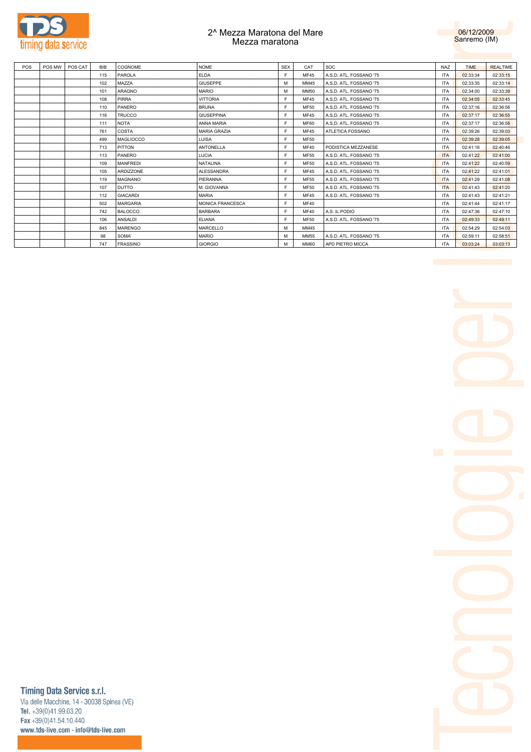# 2^ Mezza Maratona del Mare
## Mezza maratona

06/12/2009
Sanremo (IM)

| POS | POS MW | POS CAT | BIB | COGNOME | NOME | SEX | CAT | SOC | NAZ | TIME | REALTIME |
|---|---|---|---|---|---|---|---|---|---|---|---|
| | | | 115 | PAROLA | ELDA | F | MF45 | A.S.D. ATL. FOSSANO '75 | ITA | 02:33:34 | 02:33:15 |
| | | | 102 | MAZZA | GIUSEPPE | M | MM45 | A.S.D. ATL. FOSSANO '75 | ITA | 02:33:35 | 02:33:14 |
| | | | 101 | ARAGNO | MARIO | M | MM50 | A.S.D. ATL. FOSSANO '75 | ITA | 02:34:00 | 02:33:39 |
| | | | 108 | PIRRA | VITTORIA | F | MF45 | A.S.D. ATL. FOSSANO '75 | ITA | 02:34:05 | 02:33:45 |
| | | | 110 | PANERO | BRUNA | F | MF50 | A.S.D. ATL. FOSSANO '75 | ITA | 02:37:16 | 02:36:56 |
| | | | 116 | TRUCCO | GIUSEPPINA | F | MF45 | A.S.D. ATL. FOSSANO '75 | ITA | 02:37:17 | 02:36:55 |
| | | | 111 | NOTA | ANNA MARIA | F | MF60 | A.S.D. ATL. FOSSANO '75 | ITA | 02:37:17 | 02:36:56 |
| | | | 761 | COSTA | MARIA GRAZIA | F | MF45 | ATLETICA FOSSANO | ITA | 02:39:26 | 02:39:03 |
| | | | 499 | MAGLIOCCO | LUISA | F | MF50 | | ITA | 02:39:28 | 02:39:05 |
| | | | 713 | PITTON | ANTONELLA | F | MF40 | PODISTICA MEZZANESE | ITA | 02:41:16 | 02:40:46 |
| | | | 113 | PANERO | LUCIA | F | MF55 | A.S.D. ATL. FOSSANO '75 | ITA | 02:41:22 | 02:41:00 |
| | | | 109 | MANFREDI | NATALINA | F | MF50 | A.S.D. ATL. FOSSANO '75 | ITA | 02:41:22 | 02:40:59 |
| | | | 105 | ARDIZZONE | ALESSANDRA | F | MF45 | A.S.D. ATL. FOSSANO '75 | ITA | 02:41:22 | 02:41:01 |
| | | | 119 | MAGNANO | PIERANNA | F | MF55 | A.S.D. ATL. FOSSANO '75 | ITA | 02:41:29 | 02:41:08 |
| | | | 107 | DUTTO | M. GIOVANNA | F | MF50 | A.S.D. ATL. FOSSANO '75 | ITA | 02:41:43 | 02:41:20 |
| | | | 112 | GIACARDI | MARIA | F | MF45 | A.S.D. ATL. FOSSANO '75 | ITA | 02:41:43 | 02:41:21 |
| | | | 502 | MARGARIA | MONICA FRANCESCA | F | MF40 | | ITA | 02:41:44 | 02:41:17 |
| | | | 742 | BALOCCO | BARBARA | F | MF40 | A.S. IL PODIO | ITA | 02:47:36 | 02:47:10 |
| | | | 106 | ANSALDI | ELIANA | F | MF50 | A.S.D. ATL. FOSSANO '75 | ITA | 02:49:33 | 02:49:11 |
| | | | 845 | MARENGO | MARCELLO | M | MM45 | | ITA | 02:54:29 | 02:54:03 |
| | | | 98 | SOMA' | MARIO | M | MM55 | A.S.D. ATL. FOSSANO '75 | ITA | 02:59:11 | 02:58:51 |
| | | | 747 | FRASSINO | GIORGIO | M | MM60 | APD PIETRO MICCA | ITA | 03:03:24 | 03:03:13 |

**Timing Data Service s.r.l.**
Via delle Macchine, 14 - 30038 Spinea (VE)
**Tel.** +39(0)41.99.03.20
**Fax** +39(0)41.54.10.440
**www.tds-live.com - info@tds-live.com**